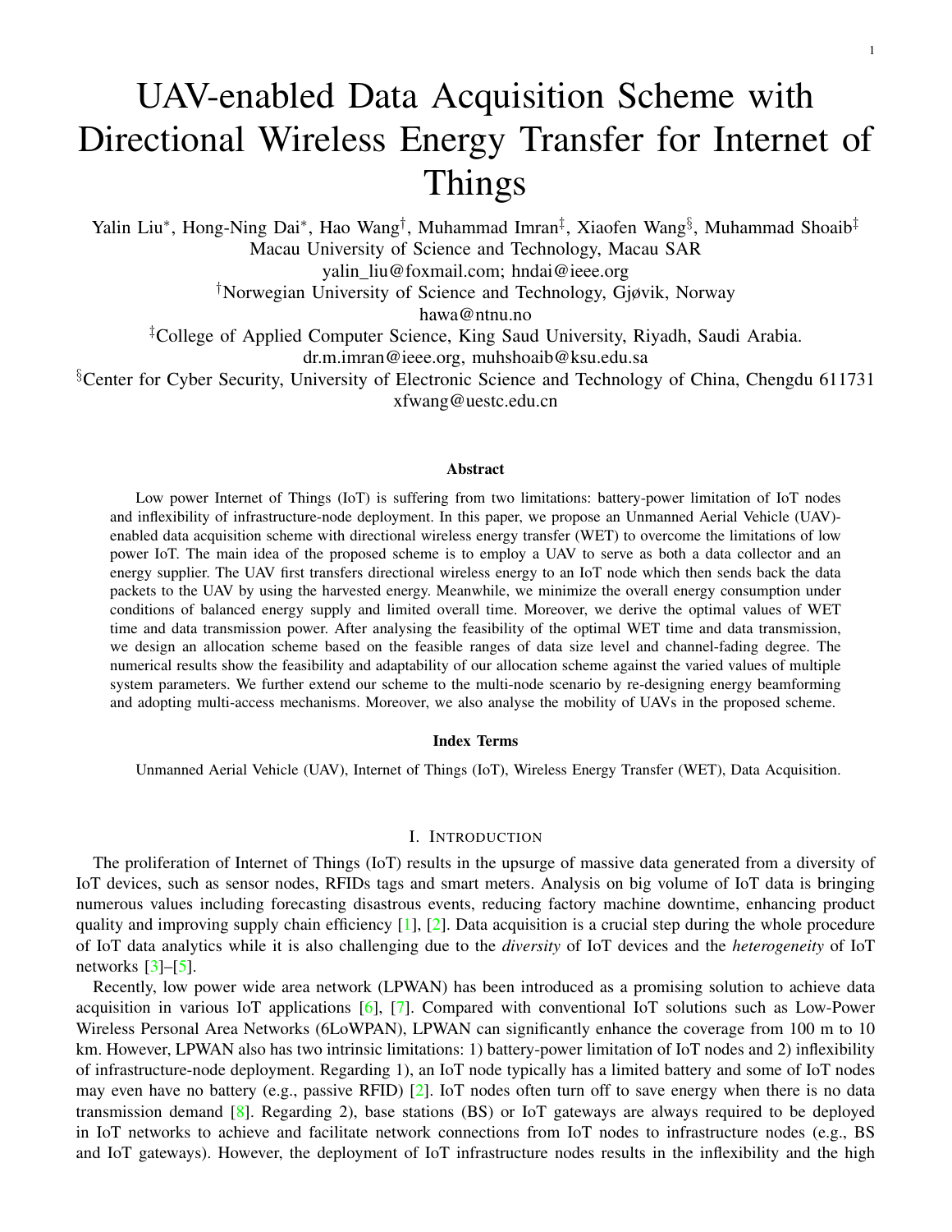# UAV-enabled Data Acquisition Scheme with Directional Wireless Energy Transfer for Internet of Things

Yalin Liu*, Hong-Ning Dai*, Hao Wang†, Muhammad Imran‡, Xiaofen Wang§, Muhammad Shoaib‡

Macau University of Science and Technology, Macau SAR

yalin_liu@foxmail.com; hndai@ieee.org

†Norwegian University of Science and Technology, Gjøvik, Norway

hawa@ntnu.no

‡College of Applied Computer Science, King Saud University, Riyadh, Saudi Arabia.

dr.m.imran@ieee.org, muhshoaib@ksu.edu.sa

§Center for Cyber Security, University of Electronic Science and Technology of China, Chengdu 611731

xfwang@uestc.edu.cn

### Abstract

Low power Internet of Things (IoT) is suffering from two limitations: battery-power limitation of IoT nodes and inflexibility of infrastructure-node deployment. In this paper, we propose an Unmanned Aerial Vehicle (UAV)-enabled data acquisition scheme with directional wireless energy transfer (WET) to overcome the limitations of low power IoT. The main idea of the proposed scheme is to employ a UAV to serve as both a data collector and an energy supplier. The UAV first transfers directional wireless energy to an IoT node which then sends back the data packets to the UAV by using the harvested energy. Meanwhile, we minimize the overall energy consumption under conditions of balanced energy supply and limited overall time. Moreover, we derive the optimal values of WET time and data transmission power. After analysing the feasibility of the optimal WET time and data transmission, we design an allocation scheme based on the feasible ranges of data size level and channel-fading degree. The numerical results show the feasibility and adaptability of our allocation scheme against the varied values of multiple system parameters. We further extend our scheme to the multi-node scenario by re-designing energy beamforming and adopting multi-access mechanisms. Moreover, we also analyse the mobility of UAVs in the proposed scheme.

### Index Terms

Unmanned Aerial Vehicle (UAV), Internet of Things (IoT), Wireless Energy Transfer (WET), Data Acquisition.

## I. Introduction

The proliferation of Internet of Things (IoT) results in the upsurge of massive data generated from a diversity of IoT devices, such as sensor nodes, RFIDs tags and smart meters. Analysis on big volume of IoT data is bringing numerous values including forecasting disastrous events, reducing factory machine downtime, enhancing product quality and improving supply chain efficiency [1], [2]. Data acquisition is a crucial step during the whole procedure of IoT data analytics while it is also challenging due to the *diversity* of IoT devices and the *heterogeneity* of IoT networks [3]–[5].

Recently, low power wide area network (LPWAN) has been introduced as a promising solution to achieve data acquisition in various IoT applications [6], [7]. Compared with conventional IoT solutions such as Low-Power Wireless Personal Area Networks (6LoWPAN), LPWAN can significantly enhance the coverage from 100 m to 10 km. However, LPWAN also has two intrinsic limitations: 1) battery-power limitation of IoT nodes and 2) inflexibility of infrastructure-node deployment. Regarding 1), an IoT node typically has a limited battery and some of IoT nodes may even have no battery (e.g., passive RFID) [2]. IoT nodes often turn off to save energy when there is no data transmission demand [8]. Regarding 2), base stations (BS) or IoT gateways are always required to be deployed in IoT networks to achieve and facilitate network connections from IoT nodes to infrastructure nodes (e.g., BS and IoT gateways). However, the deployment of IoT infrastructure nodes results in the inflexibility and the high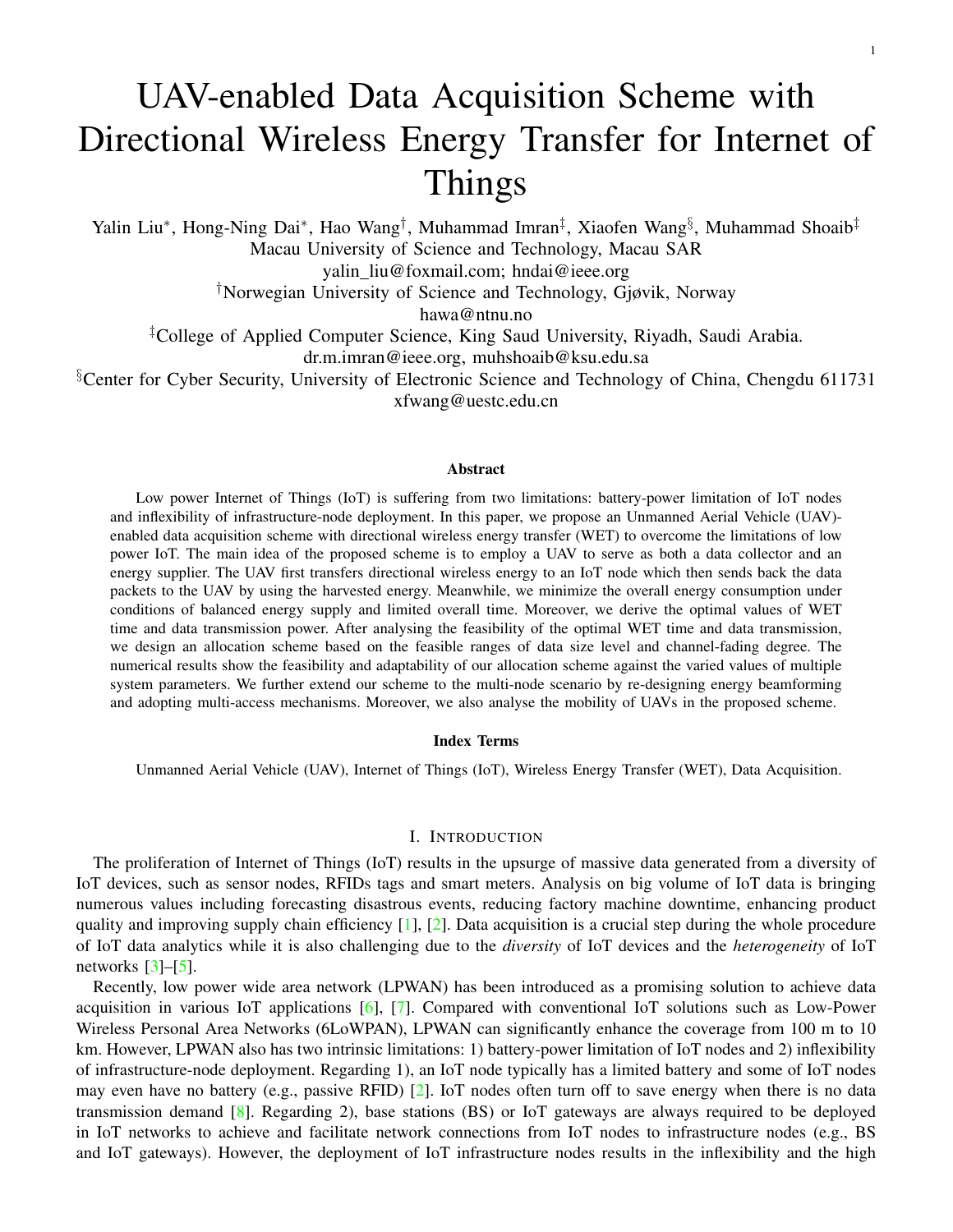# UAV-enabled Data Acquisition Scheme with Directional Wireless Energy Transfer for Internet of Things

Yalin Liu*, Hong-Ning Dai*, Hao Wang†, Muhammad Imran‡, Xiaofen Wang§, Muhammad Shoaib‡

Macau University of Science and Technology, Macau SAR

yalin_liu@foxmail.com; hndai@ieee.org

†Norwegian University of Science and Technology, Gjøvik, Norway

hawa@ntnu.no

‡College of Applied Computer Science, King Saud University, Riyadh, Saudi Arabia.

dr.m.imran@ieee.org, muhshoaib@ksu.edu.sa

§Center for Cyber Security, University of Electronic Science and Technology of China, Chengdu 611731

xfwang@uestc.edu.cn

### Abstract

Low power Internet of Things (IoT) is suffering from two limitations: battery-power limitation of IoT nodes and inflexibility of infrastructure-node deployment. In this paper, we propose an Unmanned Aerial Vehicle (UAV)-enabled data acquisition scheme with directional wireless energy transfer (WET) to overcome the limitations of low power IoT. The main idea of the proposed scheme is to employ a UAV to serve as both a data collector and an energy supplier. The UAV first transfers directional wireless energy to an IoT node which then sends back the data packets to the UAV by using the harvested energy. Meanwhile, we minimize the overall energy consumption under conditions of balanced energy supply and limited overall time. Moreover, we derive the optimal values of WET time and data transmission power. After analysing the feasibility of the optimal WET time and data transmission, we design an allocation scheme based on the feasible ranges of data size level and channel-fading degree. The numerical results show the feasibility and adaptability of our allocation scheme against the varied values of multiple system parameters. We further extend our scheme to the multi-node scenario by re-designing energy beamforming and adopting multi-access mechanisms. Moreover, we also analyse the mobility of UAVs in the proposed scheme.

### Index Terms

Unmanned Aerial Vehicle (UAV), Internet of Things (IoT), Wireless Energy Transfer (WET), Data Acquisition.

## I. INTRODUCTION

The proliferation of Internet of Things (IoT) results in the upsurge of massive data generated from a diversity of IoT devices, such as sensor nodes, RFIDs tags and smart meters. Analysis on big volume of IoT data is bringing numerous values including forecasting disastrous events, reducing factory machine downtime, enhancing product quality and improving supply chain efficiency [1], [2]. Data acquisition is a crucial step during the whole procedure of IoT data analytics while it is also challenging due to the *diversity* of IoT devices and the *heterogeneity* of IoT networks [3]–[5].

Recently, low power wide area network (LPWAN) has been introduced as a promising solution to achieve data acquisition in various IoT applications [6], [7]. Compared with conventional IoT solutions such as Low-Power Wireless Personal Area Networks (6LoWPAN), LPWAN can significantly enhance the coverage from 100 m to 10 km. However, LPWAN also has two intrinsic limitations: 1) battery-power limitation of IoT nodes and 2) inflexibility of infrastructure-node deployment. Regarding 1), an IoT node typically has a limited battery and some of IoT nodes may even have no battery (e.g., passive RFID) [2]. IoT nodes often turn off to save energy when there is no data transmission demand [8]. Regarding 2), base stations (BS) or IoT gateways are always required to be deployed in IoT networks to achieve and facilitate network connections from IoT nodes to infrastructure nodes (e.g., BS and IoT gateways). However, the deployment of IoT infrastructure nodes results in the inflexibility and the high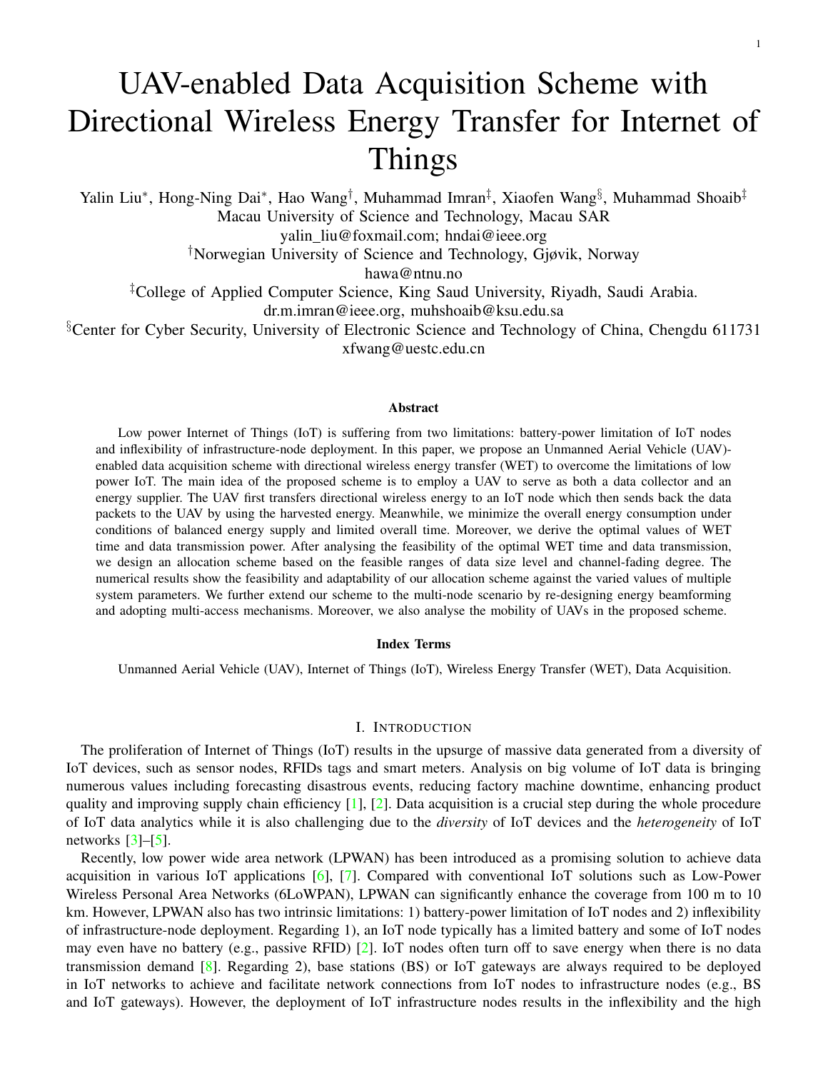# UAV-enabled Data Acquisition Scheme with Directional Wireless Energy Transfer for Internet of Things

Yalin Liu*, Hong-Ning Dai*, Hao Wang†, Muhammad Imran‡, Xiaofen Wang§, Muhammad Shoaib‡

Macau University of Science and Technology, Macau SAR

yalin_liu@foxmail.com; hndai@ieee.org

†Norwegian University of Science and Technology, Gjøvik, Norway

hawa@ntnu.no

‡College of Applied Computer Science, King Saud University, Riyadh, Saudi Arabia.

dr.m.imran@ieee.org, muhshoaib@ksu.edu.sa

§Center for Cyber Security, University of Electronic Science and Technology of China, Chengdu 611731

xfwang@uestc.edu.cn

## Abstract

Low power Internet of Things (IoT) is suffering from two limitations: battery-power limitation of IoT nodes and inflexibility of infrastructure-node deployment. In this paper, we propose an Unmanned Aerial Vehicle (UAV)-enabled data acquisition scheme with directional wireless energy transfer (WET) to overcome the limitations of low power IoT. The main idea of the proposed scheme is to employ a UAV to serve as both a data collector and an energy supplier. The UAV first transfers directional wireless energy to an IoT node which then sends back the data packets to the UAV by using the harvested energy. Meanwhile, we minimize the overall energy consumption under conditions of balanced energy supply and limited overall time. Moreover, we derive the optimal values of WET time and data transmission power. After analysing the feasibility of the optimal WET time and data transmission, we design an allocation scheme based on the feasible ranges of data size level and channel-fading degree. The numerical results show the feasibility and adaptability of our allocation scheme against the varied values of multiple system parameters. We further extend our scheme to the multi-node scenario by re-designing energy beamforming and adopting multi-access mechanisms. Moreover, we also analyse the mobility of UAVs in the proposed scheme.

### Index Terms

Unmanned Aerial Vehicle (UAV), Internet of Things (IoT), Wireless Energy Transfer (WET), Data Acquisition.

## I. Introduction

The proliferation of Internet of Things (IoT) results in the upsurge of massive data generated from a diversity of IoT devices, such as sensor nodes, RFIDs tags and smart meters. Analysis on big volume of IoT data is bringing numerous values including forecasting disastrous events, reducing factory machine downtime, enhancing product quality and improving supply chain efficiency [1], [2]. Data acquisition is a crucial step during the whole procedure of IoT data analytics while it is also challenging due to the *diversity* of IoT devices and the *heterogeneity* of IoT networks [3]–[5].

Recently, low power wide area network (LPWAN) has been introduced as a promising solution to achieve data acquisition in various IoT applications [6], [7]. Compared with conventional IoT solutions such as Low-Power Wireless Personal Area Networks (6LoWPAN), LPWAN can significantly enhance the coverage from 100 m to 10 km. However, LPWAN also has two intrinsic limitations: 1) battery-power limitation of IoT nodes and 2) inflexibility of infrastructure-node deployment. Regarding 1), an IoT node typically has a limited battery and some of IoT nodes may even have no battery (e.g., passive RFID) [2]. IoT nodes often turn off to save energy when there is no data transmission demand [8]. Regarding 2), base stations (BS) or IoT gateways are always required to be deployed in IoT networks to achieve and facilitate network connections from IoT nodes to infrastructure nodes (e.g., BS and IoT gateways). However, the deployment of IoT infrastructure nodes results in the inflexibility and the high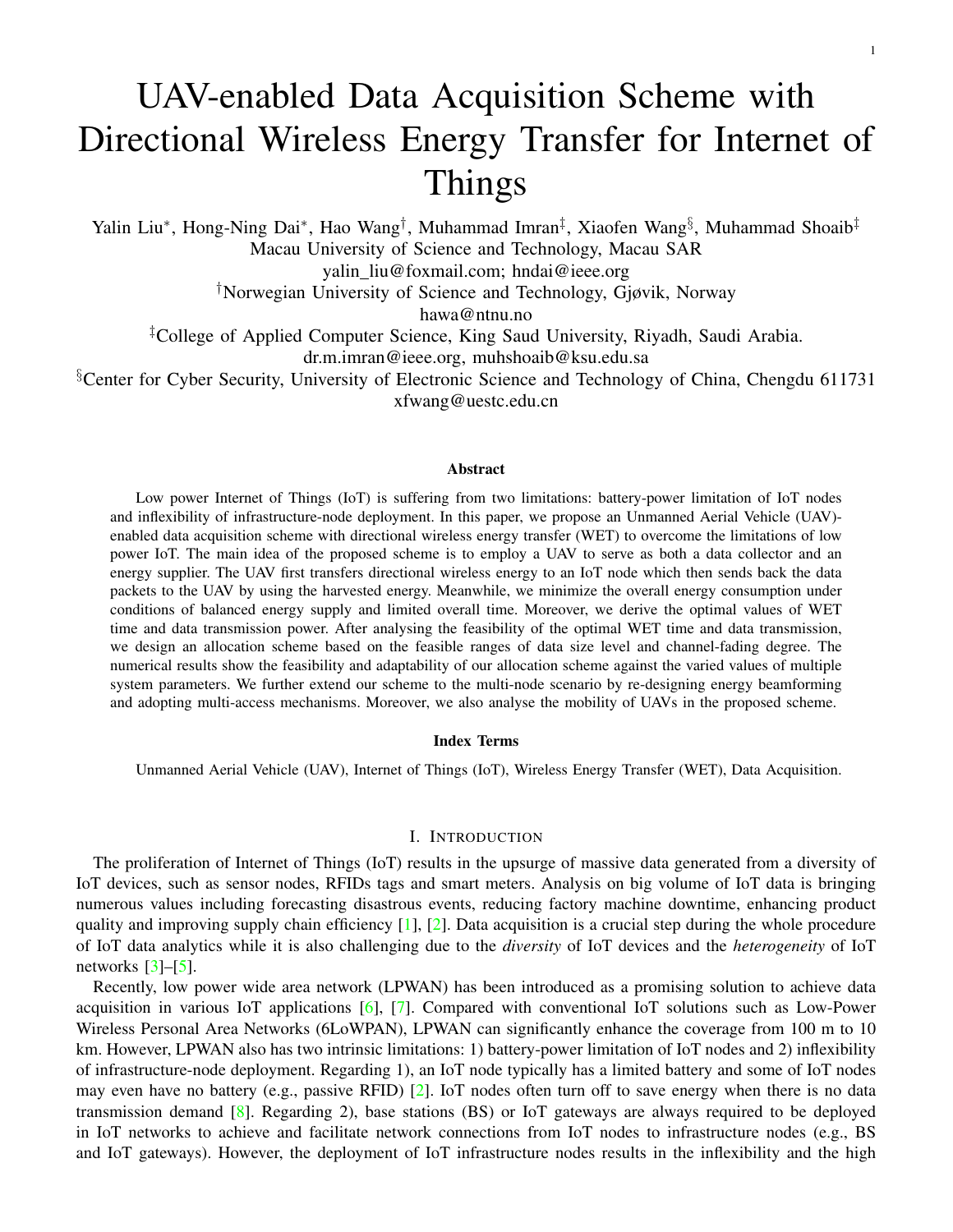# UAV-enabled Data Acquisition Scheme with Directional Wireless Energy Transfer for Internet of Things

Yalin Liu[*], Hong-Ning Dai[*], Hao Wang[†], Muhammad Imran[‡], Xiaofen Wang[§], Muhammad Shoaib[‡]

Macau University of Science and Technology, Macau SAR

yalin_liu@foxmail.com; hndai@ieee.org

[†]Norwegian University of Science and Technology, Gjøvik, Norway

hawa@ntnu.no

[‡]College of Applied Computer Science, King Saud University, Riyadh, Saudi Arabia.

dr.m.imran@ieee.org, muhshoaib@ksu.edu.sa

[§]Center for Cyber Security, University of Electronic Science and Technology of China, Chengdu 611731

xfwang@uestc.edu.cn

### Abstract

Low power Internet of Things (IoT) is suffering from two limitations: battery-power limitation of IoT nodes and inflexibility of infrastructure-node deployment. In this paper, we propose an Unmanned Aerial Vehicle (UAV)-enabled data acquisition scheme with directional wireless energy transfer (WET) to overcome the limitations of low power IoT. The main idea of the proposed scheme is to employ a UAV to serve as both a data collector and an energy supplier. The UAV first transfers directional wireless energy to an IoT node which then sends back the data packets to the UAV by using the harvested energy. Meanwhile, we minimize the overall energy consumption under conditions of balanced energy supply and limited overall time. Moreover, we derive the optimal values of WET time and data transmission power. After analysing the feasibility of the optimal WET time and data transmission, we design an allocation scheme based on the feasible ranges of data size level and channel-fading degree. The numerical results show the feasibility and adaptability of our allocation scheme against the varied values of multiple system parameters. We further extend our scheme to the multi-node scenario by re-designing energy beamforming and adopting multi-access mechanisms. Moreover, we also analyse the mobility of UAVs in the proposed scheme.

### Index Terms

Unmanned Aerial Vehicle (UAV), Internet of Things (IoT), Wireless Energy Transfer (WET), Data Acquisition.

## I. Introduction

The proliferation of Internet of Things (IoT) results in the upsurge of massive data generated from a diversity of IoT devices, such as sensor nodes, RFIDs tags and smart meters. Analysis on big volume of IoT data is bringing numerous values including forecasting disastrous events, reducing factory machine downtime, enhancing product quality and improving supply chain efficiency [1], [2]. Data acquisition is a crucial step during the whole procedure of IoT data analytics while it is also challenging due to the *diversity* of IoT devices and the *heterogeneity* of IoT networks [3]–[5].

Recently, low power wide area network (LPWAN) has been introduced as a promising solution to achieve data acquisition in various IoT applications [6], [7]. Compared with conventional IoT solutions such as Low-Power Wireless Personal Area Networks (6LoWPAN), LPWAN can significantly enhance the coverage from 100 m to 10 km. However, LPWAN also has two intrinsic limitations: 1) battery-power limitation of IoT nodes and 2) inflexibility of infrastructure-node deployment. Regarding 1), an IoT node typically has a limited battery and some of IoT nodes may even have no battery (e.g., passive RFID) [2]. IoT nodes often turn off to save energy when there is no data transmission demand [8]. Regarding 2), base stations (BS) or IoT gateways are always required to be deployed in IoT networks to achieve and facilitate network connections from IoT nodes to infrastructure nodes (e.g., BS and IoT gateways). However, the deployment of IoT infrastructure nodes results in the inflexibility and the high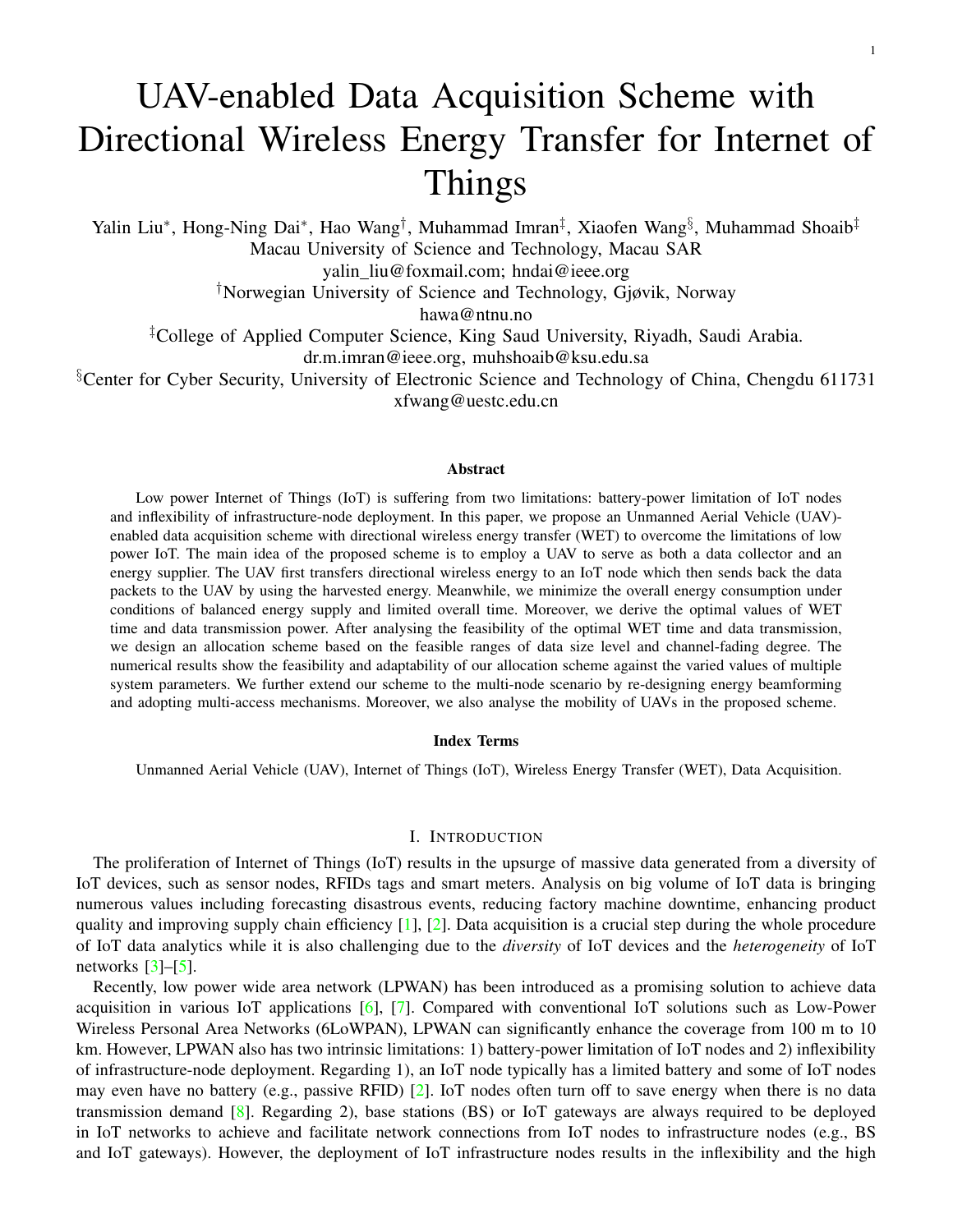# UAV-enabled Data Acquisition Scheme with Directional Wireless Energy Transfer for Internet of Things

Yalin Liu*, Hong-Ning Dai*, Hao Wang†, Muhammad Imran‡, Xiaofen Wang§, Muhammad Shoaib‡

Macau University of Science and Technology, Macau SAR

yalin_liu@foxmail.com; hndai@ieee.org

†Norwegian University of Science and Technology, Gjøvik, Norway

hawa@ntnu.no

‡College of Applied Computer Science, King Saud University, Riyadh, Saudi Arabia.

dr.m.imran@ieee.org, muhshoaib@ksu.edu.sa

§Center for Cyber Security, University of Electronic Science and Technology of China, Chengdu 611731

xfwang@uestc.edu.cn

### Abstract

Low power Internet of Things (IoT) is suffering from two limitations: battery-power limitation of IoT nodes and inflexibility of infrastructure-node deployment. In this paper, we propose an Unmanned Aerial Vehicle (UAV)-enabled data acquisition scheme with directional wireless energy transfer (WET) to overcome the limitations of low power IoT. The main idea of the proposed scheme is to employ a UAV to serve as both a data collector and an energy supplier. The UAV first transfers directional wireless energy to an IoT node which then sends back the data packets to the UAV by using the harvested energy. Meanwhile, we minimize the overall energy consumption under conditions of balanced energy supply and limited overall time. Moreover, we derive the optimal values of WET time and data transmission power. After analysing the feasibility of the optimal WET time and data transmission, we design an allocation scheme based on the feasible ranges of data size level and channel-fading degree. The numerical results show the feasibility and adaptability of our allocation scheme against the varied values of multiple system parameters. We further extend our scheme to the multi-node scenario by re-designing energy beamforming and adopting multi-access mechanisms. Moreover, we also analyse the mobility of UAVs in the proposed scheme.

### Index Terms

Unmanned Aerial Vehicle (UAV), Internet of Things (IoT), Wireless Energy Transfer (WET), Data Acquisition.

## I. Introduction

The proliferation of Internet of Things (IoT) results in the upsurge of massive data generated from a diversity of IoT devices, such as sensor nodes, RFIDs tags and smart meters. Analysis on big volume of IoT data is bringing numerous values including forecasting disastrous events, reducing factory machine downtime, enhancing product quality and improving supply chain efficiency [1], [2]. Data acquisition is a crucial step during the whole procedure of IoT data analytics while it is also challenging due to the *diversity* of IoT devices and the *heterogeneity* of IoT networks [3]–[5].

Recently, low power wide area network (LPWAN) has been introduced as a promising solution to achieve data acquisition in various IoT applications [6], [7]. Compared with conventional IoT solutions such as Low-Power Wireless Personal Area Networks (6LoWPAN), LPWAN can significantly enhance the coverage from 100 m to 10 km. However, LPWAN also has two intrinsic limitations: 1) battery-power limitation of IoT nodes and 2) inflexibility of infrastructure-node deployment. Regarding 1), an IoT node typically has a limited battery and some of IoT nodes may even have no battery (e.g., passive RFID) [2]. IoT nodes often turn off to save energy when there is no data transmission demand [8]. Regarding 2), base stations (BS) or IoT gateways are always required to be deployed in IoT networks to achieve and facilitate network connections from IoT nodes to infrastructure nodes (e.g., BS and IoT gateways). However, the deployment of IoT infrastructure nodes results in the inflexibility and the high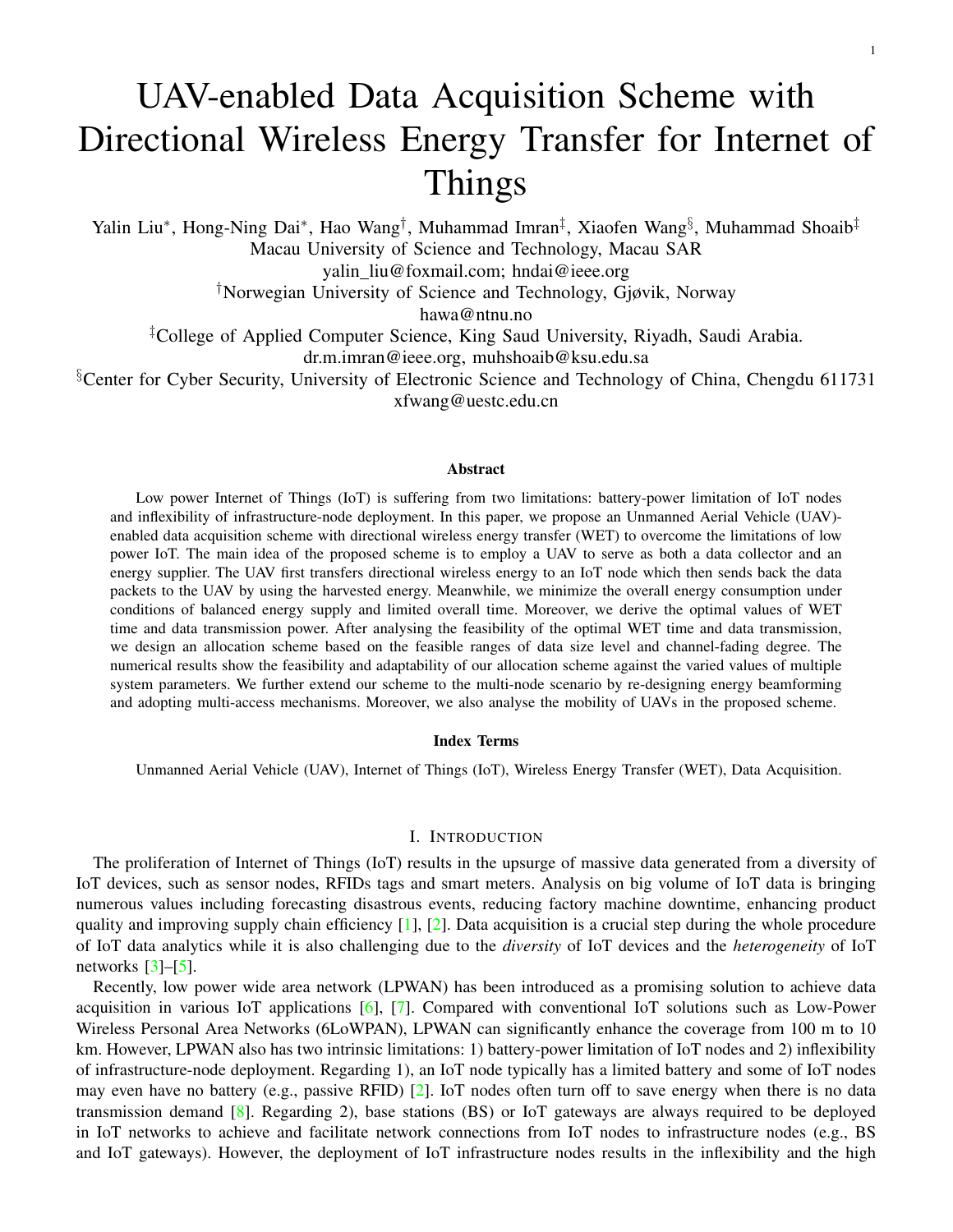# UAV-enabled Data Acquisition Scheme with Directional Wireless Energy Transfer for Internet of Things

Yalin Liu[*], Hong-Ning Dai[*], Hao Wang[†], Muhammad Imran[‡], Xiaofen Wang[§], Muhammad Shoaib[‡]

Macau University of Science and Technology, Macau SAR

yalin_liu@foxmail.com; hndai@ieee.org

[†]Norwegian University of Science and Technology, Gjøvik, Norway

hawa@ntnu.no

[‡]College of Applied Computer Science, King Saud University, Riyadh, Saudi Arabia.

dr.m.imran@ieee.org, muhshoaib@ksu.edu.sa

[§]Center for Cyber Security, University of Electronic Science and Technology of China, Chengdu 611731

xfwang@uestc.edu.cn

### Abstract

Low power Internet of Things (IoT) is suffering from two limitations: battery-power limitation of IoT nodes and inflexibility of infrastructure-node deployment. In this paper, we propose an Unmanned Aerial Vehicle (UAV)-enabled data acquisition scheme with directional wireless energy transfer (WET) to overcome the limitations of low power IoT. The main idea of the proposed scheme is to employ a UAV to serve as both a data collector and an energy supplier. The UAV first transfers directional wireless energy to an IoT node which then sends back the data packets to the UAV by using the harvested energy. Meanwhile, we minimize the overall energy consumption under conditions of balanced energy supply and limited overall time. Moreover, we derive the optimal values of WET time and data transmission power. After analysing the feasibility of the optimal WET time and data transmission, we design an allocation scheme based on the feasible ranges of data size level and channel-fading degree. The numerical results show the feasibility and adaptability of our allocation scheme against the varied values of multiple system parameters. We further extend our scheme to the multi-node scenario by re-designing energy beamforming and adopting multi-access mechanisms. Moreover, we also analyse the mobility of UAVs in the proposed scheme.

### Index Terms

Unmanned Aerial Vehicle (UAV), Internet of Things (IoT), Wireless Energy Transfer (WET), Data Acquisition.

## I. Introduction

The proliferation of Internet of Things (IoT) results in the upsurge of massive data generated from a diversity of IoT devices, such as sensor nodes, RFIDs tags and smart meters. Analysis on big volume of IoT data is bringing numerous values including forecasting disastrous events, reducing factory machine downtime, enhancing product quality and improving supply chain efficiency [1], [2]. Data acquisition is a crucial step during the whole procedure of IoT data analytics while it is also challenging due to the *diversity* of IoT devices and the *heterogeneity* of IoT networks [3]–[5].

Recently, low power wide area network (LPWAN) has been introduced as a promising solution to achieve data acquisition in various IoT applications [6], [7]. Compared with conventional IoT solutions such as Low-Power Wireless Personal Area Networks (6LoWPAN), LPWAN can significantly enhance the coverage from 100 m to 10 km. However, LPWAN also has two intrinsic limitations: 1) battery-power limitation of IoT nodes and 2) inflexibility of infrastructure-node deployment. Regarding 1), an IoT node typically has a limited battery and some of IoT nodes may even have no battery (e.g., passive RFID) [2]. IoT nodes often turn off to save energy when there is no data transmission demand [8]. Regarding 2), base stations (BS) or IoT gateways are always required to be deployed in IoT networks to achieve and facilitate network connections from IoT nodes to infrastructure nodes (e.g., BS and IoT gateways). However, the deployment of IoT infrastructure nodes results in the inflexibility and the high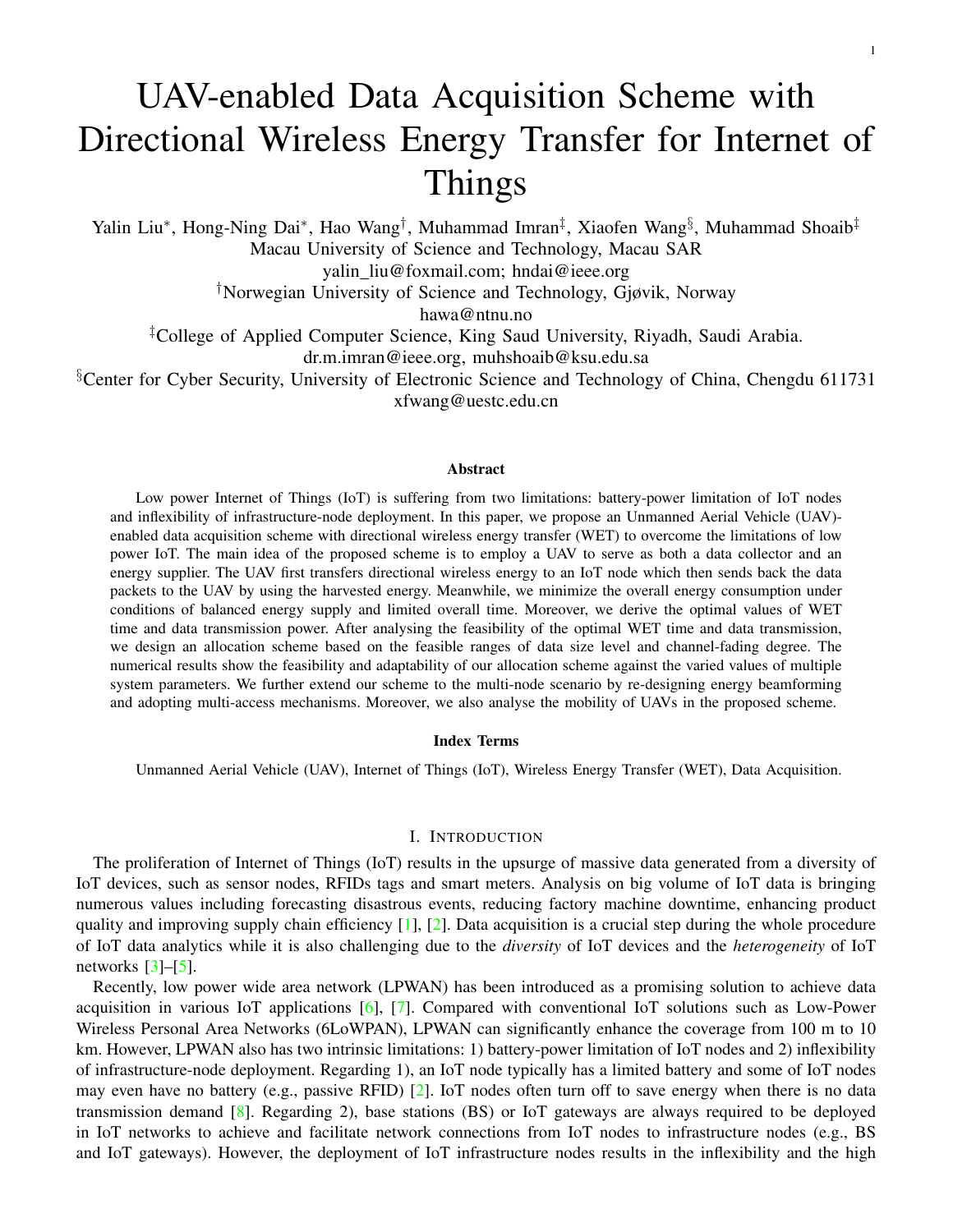# UAV-enabled Data Acquisition Scheme with Directional Wireless Energy Transfer for Internet of Things

Yalin Liu*, Hong-Ning Dai*, Hao Wang†, Muhammad Imran‡, Xiaofen Wang§, Muhammad Shoaib‡

Macau University of Science and Technology, Macau SAR

yalin_liu@foxmail.com; hndai@ieee.org

†Norwegian University of Science and Technology, Gjøvik, Norway

hawa@ntnu.no

‡College of Applied Computer Science, King Saud University, Riyadh, Saudi Arabia.

dr.m.imran@ieee.org, muhshoaib@ksu.edu.sa

§Center for Cyber Security, University of Electronic Science and Technology of China, Chengdu 611731

xfwang@uestc.edu.cn

### Abstract

Low power Internet of Things (IoT) is suffering from two limitations: battery-power limitation of IoT nodes and inflexibility of infrastructure-node deployment. In this paper, we propose an Unmanned Aerial Vehicle (UAV)-enabled data acquisition scheme with directional wireless energy transfer (WET) to overcome the limitations of low power IoT. The main idea of the proposed scheme is to employ a UAV to serve as both a data collector and an energy supplier. The UAV first transfers directional wireless energy to an IoT node which then sends back the data packets to the UAV by using the harvested energy. Meanwhile, we minimize the overall energy consumption under conditions of balanced energy supply and limited overall time. Moreover, we derive the optimal values of WET time and data transmission power. After analysing the feasibility of the optimal WET time and data transmission, we design an allocation scheme based on the feasible ranges of data size level and channel-fading degree. The numerical results show the feasibility and adaptability of our allocation scheme against the varied values of multiple system parameters. We further extend our scheme to the multi-node scenario by re-designing energy beamforming and adopting multi-access mechanisms. Moreover, we also analyse the mobility of UAVs in the proposed scheme.

### Index Terms

Unmanned Aerial Vehicle (UAV), Internet of Things (IoT), Wireless Energy Transfer (WET), Data Acquisition.

## I. Introduction

The proliferation of Internet of Things (IoT) results in the upsurge of massive data generated from a diversity of IoT devices, such as sensor nodes, RFIDs tags and smart meters. Analysis on big volume of IoT data is bringing numerous values including forecasting disastrous events, reducing factory machine downtime, enhancing product quality and improving supply chain efficiency [1], [2]. Data acquisition is a crucial step during the whole procedure of IoT data analytics while it is also challenging due to the *diversity* of IoT devices and the *heterogeneity* of IoT networks [3]–[5].

Recently, low power wide area network (LPWAN) has been introduced as a promising solution to achieve data acquisition in various IoT applications [6], [7]. Compared with conventional IoT solutions such as Low-Power Wireless Personal Area Networks (6LoWPAN), LPWAN can significantly enhance the coverage from 100 m to 10 km. However, LPWAN also has two intrinsic limitations: 1) battery-power limitation of IoT nodes and 2) inflexibility of infrastructure-node deployment. Regarding 1), an IoT node typically has a limited battery and some of IoT nodes may even have no battery (e.g., passive RFID) [2]. IoT nodes often turn off to save energy when there is no data transmission demand [8]. Regarding 2), base stations (BS) or IoT gateways are always required to be deployed in IoT networks to achieve and facilitate network connections from IoT nodes to infrastructure nodes (e.g., BS and IoT gateways). However, the deployment of IoT infrastructure nodes results in the inflexibility and the high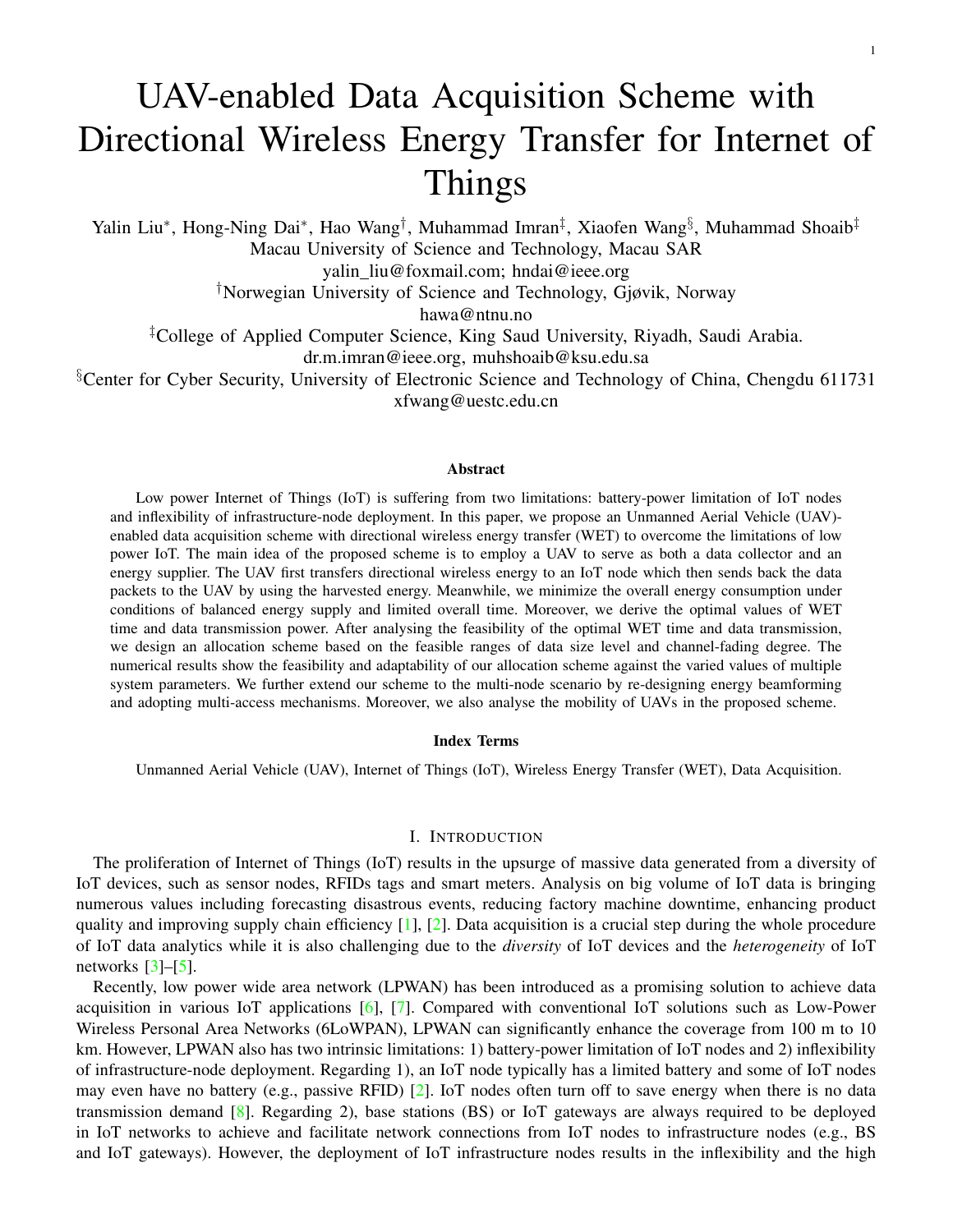# UAV-enabled Data Acquisition Scheme with Directional Wireless Energy Transfer for Internet of Things

Yalin Liu*, Hong-Ning Dai*, Hao Wang†, Muhammad Imran‡, Xiaofen Wang§, Muhammad Shoaib‡

Macau University of Science and Technology, Macau SAR

yalin_liu@foxmail.com; hndai@ieee.org

†Norwegian University of Science and Technology, Gjøvik, Norway

hawa@ntnu.no

‡College of Applied Computer Science, King Saud University, Riyadh, Saudi Arabia.

dr.m.imran@ieee.org, muhshoaib@ksu.edu.sa

§Center for Cyber Security, University of Electronic Science and Technology of China, Chengdu 611731

xfwang@uestc.edu.cn

### Abstract

Low power Internet of Things (IoT) is suffering from two limitations: battery-power limitation of IoT nodes and inflexibility of infrastructure-node deployment. In this paper, we propose an Unmanned Aerial Vehicle (UAV)-enabled data acquisition scheme with directional wireless energy transfer (WET) to overcome the limitations of low power IoT. The main idea of the proposed scheme is to employ a UAV to serve as both a data collector and an energy supplier. The UAV first transfers directional wireless energy to an IoT node which then sends back the data packets to the UAV by using the harvested energy. Meanwhile, we minimize the overall energy consumption under conditions of balanced energy supply and limited overall time. Moreover, we derive the optimal values of WET time and data transmission power. After analysing the feasibility of the optimal WET time and data transmission, we design an allocation scheme based on the feasible ranges of data size level and channel-fading degree. The numerical results show the feasibility and adaptability of our allocation scheme against the varied values of multiple system parameters. We further extend our scheme to the multi-node scenario by re-designing energy beamforming and adopting multi-access mechanisms. Moreover, we also analyse the mobility of UAVs in the proposed scheme.

### Index Terms

Unmanned Aerial Vehicle (UAV), Internet of Things (IoT), Wireless Energy Transfer (WET), Data Acquisition.

## I. Introduction

The proliferation of Internet of Things (IoT) results in the upsurge of massive data generated from a diversity of IoT devices, such as sensor nodes, RFIDs tags and smart meters. Analysis on big volume of IoT data is bringing numerous values including forecasting disastrous events, reducing factory machine downtime, enhancing product quality and improving supply chain efficiency [1], [2]. Data acquisition is a crucial step during the whole procedure of IoT data analytics while it is also challenging due to the *diversity* of IoT devices and the *heterogeneity* of IoT networks [3]–[5].

Recently, low power wide area network (LPWAN) has been introduced as a promising solution to achieve data acquisition in various IoT applications [6], [7]. Compared with conventional IoT solutions such as Low-Power Wireless Personal Area Networks (6LoWPAN), LPWAN can significantly enhance the coverage from 100 m to 10 km. However, LPWAN also has two intrinsic limitations: 1) battery-power limitation of IoT nodes and 2) inflexibility of infrastructure-node deployment. Regarding 1), an IoT node typically has a limited battery and some of IoT nodes may even have no battery (e.g., passive RFID) [2]. IoT nodes often turn off to save energy when there is no data transmission demand [8]. Regarding 2), base stations (BS) or IoT gateways are always required to be deployed in IoT networks to achieve and facilitate network connections from IoT nodes to infrastructure nodes (e.g., BS and IoT gateways). However, the deployment of IoT infrastructure nodes results in the inflexibility and the high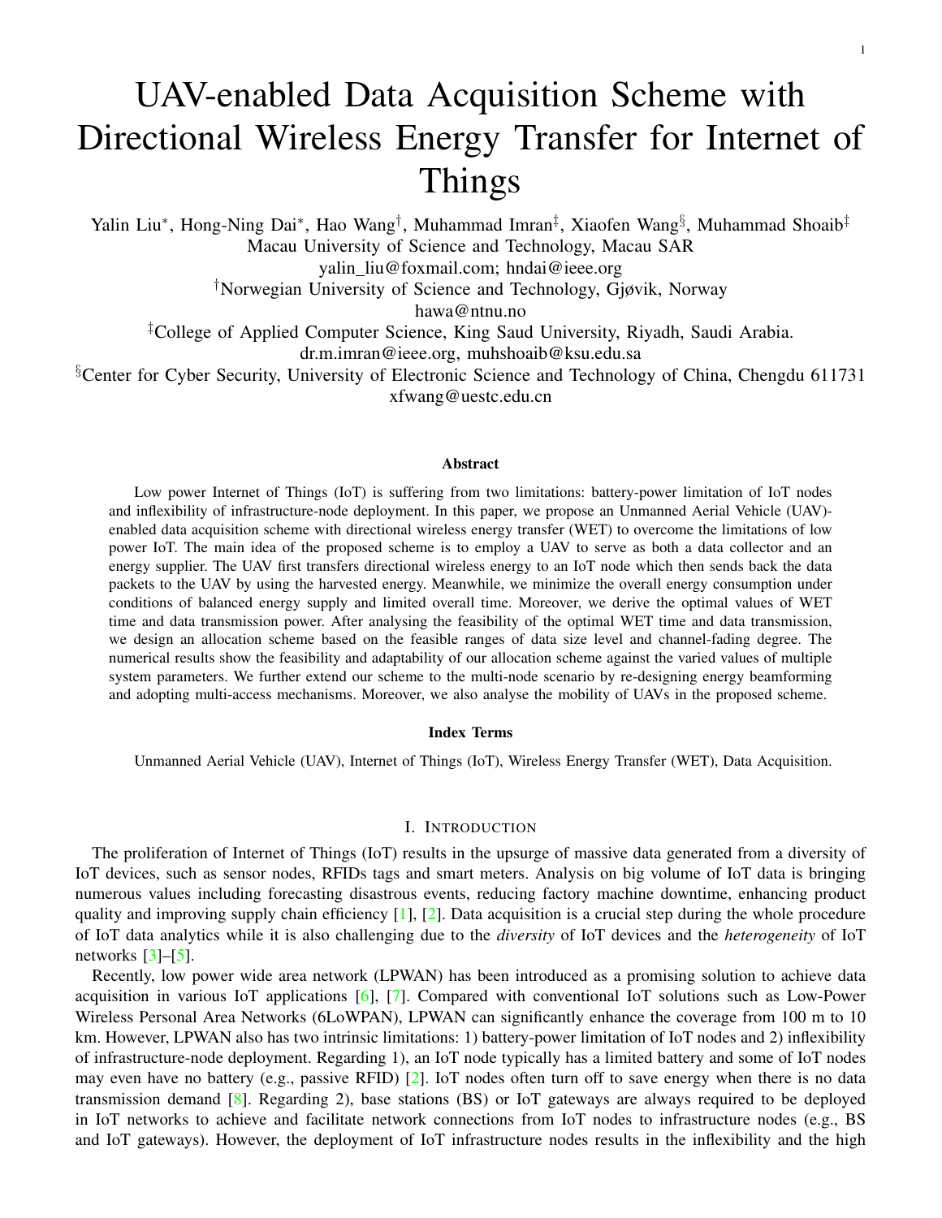# UAV-enabled Data Acquisition Scheme with Directional Wireless Energy Transfer for Internet of Things

Yalin Liu*, Hong-Ning Dai*, Hao Wang†, Muhammad Imran‡, Xiaofen Wang§, Muhammad Shoaib‡

Macau University of Science and Technology, Macau SAR

yalin_liu@foxmail.com; hndai@ieee.org

†Norwegian University of Science and Technology, Gjøvik, Norway

hawa@ntnu.no

‡College of Applied Computer Science, King Saud University, Riyadh, Saudi Arabia.

dr.m.imran@ieee.org, muhshoaib@ksu.edu.sa

§Center for Cyber Security, University of Electronic Science and Technology of China, Chengdu 611731

xfwang@uestc.edu.cn

## Abstract

Low power Internet of Things (IoT) is suffering from two limitations: battery-power limitation of IoT nodes and inflexibility of infrastructure-node deployment. In this paper, we propose an Unmanned Aerial Vehicle (UAV)-enabled data acquisition scheme with directional wireless energy transfer (WET) to overcome the limitations of low power IoT. The main idea of the proposed scheme is to employ a UAV to serve as both a data collector and an energy supplier. The UAV first transfers directional wireless energy to an IoT node which then sends back the data packets to the UAV by using the harvested energy. Meanwhile, we minimize the overall energy consumption under conditions of balanced energy supply and limited overall time. Moreover, we derive the optimal values of WET time and data transmission power. After analysing the feasibility of the optimal WET time and data transmission, we design an allocation scheme based on the feasible ranges of data size level and channel-fading degree. The numerical results show the feasibility and adaptability of our allocation scheme against the varied values of multiple system parameters. We further extend our scheme to the multi-node scenario by re-designing energy beamforming and adopting multi-access mechanisms. Moreover, we also analyse the mobility of UAVs in the proposed scheme.

### Index Terms

Unmanned Aerial Vehicle (UAV), Internet of Things (IoT), Wireless Energy Transfer (WET), Data Acquisition.

## I. Introduction

The proliferation of Internet of Things (IoT) results in the upsurge of massive data generated from a diversity of IoT devices, such as sensor nodes, RFIDs tags and smart meters. Analysis on big volume of IoT data is bringing numerous values including forecasting disastrous events, reducing factory machine downtime, enhancing product quality and improving supply chain efficiency [1], [2]. Data acquisition is a crucial step during the whole procedure of IoT data analytics while it is also challenging due to the *diversity* of IoT devices and the *heterogeneity* of IoT networks [3]–[5].

Recently, low power wide area network (LPWAN) has been introduced as a promising solution to achieve data acquisition in various IoT applications [6], [7]. Compared with conventional IoT solutions such as Low-Power Wireless Personal Area Networks (6LoWPAN), LPWAN can significantly enhance the coverage from 100 m to 10 km. However, LPWAN also has two intrinsic limitations: 1) battery-power limitation of IoT nodes and 2) inflexibility of infrastructure-node deployment. Regarding 1), an IoT node typically has a limited battery and some of IoT nodes may even have no battery (e.g., passive RFID) [2]. IoT nodes often turn off to save energy when there is no data transmission demand [8]. Regarding 2), base stations (BS) or IoT gateways are always required to be deployed in IoT networks to achieve and facilitate network connections from IoT nodes to infrastructure nodes (e.g., BS and IoT gateways). However, the deployment of IoT infrastructure nodes results in the inflexibility and the high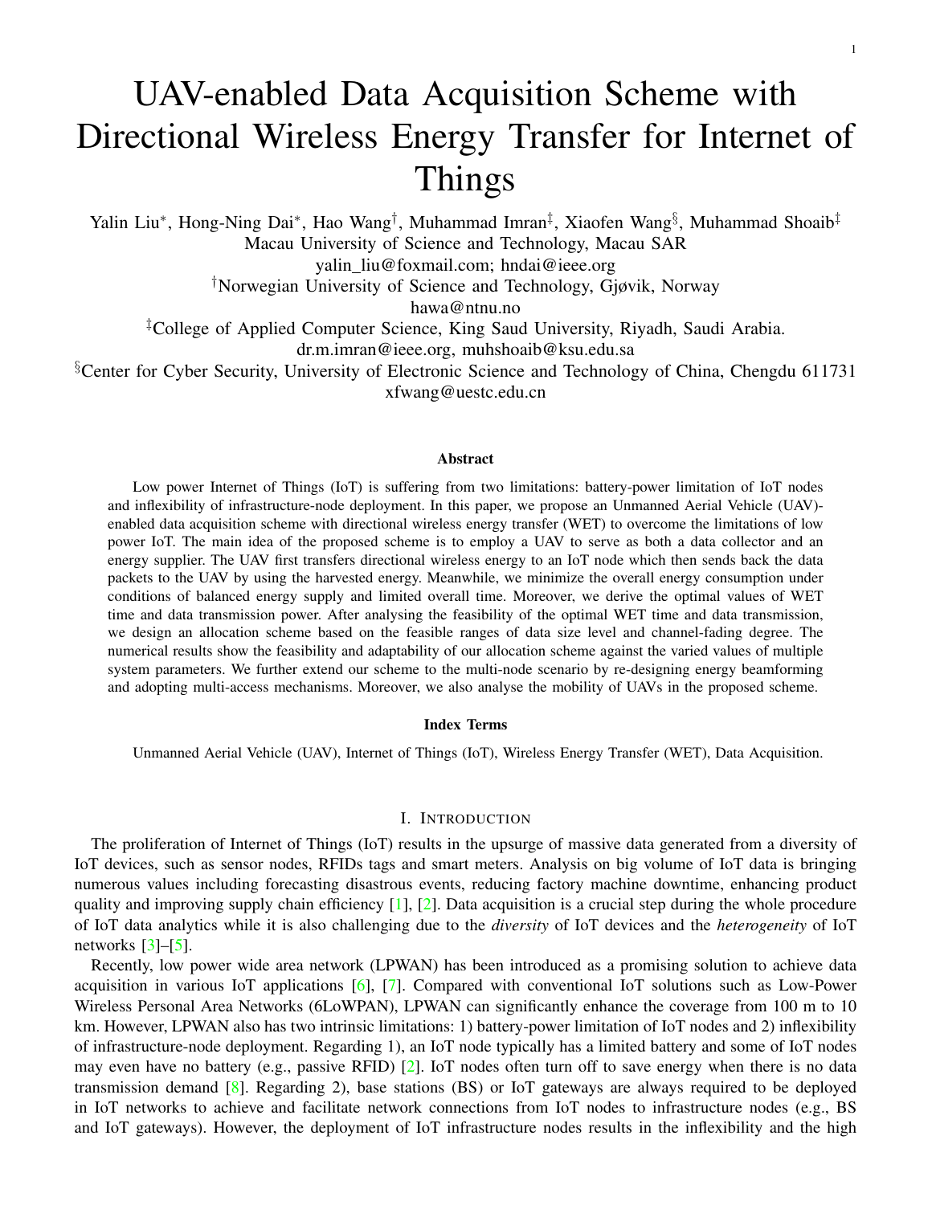# UAV-enabled Data Acquisition Scheme with Directional Wireless Energy Transfer for Internet of Things

Yalin Liu*, Hong-Ning Dai*, Hao Wang†, Muhammad Imran‡, Xiaofen Wang§, Muhammad Shoaib‡

Macau University of Science and Technology, Macau SAR

yalin_liu@foxmail.com; hndai@ieee.org

†Norwegian University of Science and Technology, Gjøvik, Norway

hawa@ntnu.no

‡College of Applied Computer Science, King Saud University, Riyadh, Saudi Arabia.

dr.m.imran@ieee.org, muhshoaib@ksu.edu.sa

§Center for Cyber Security, University of Electronic Science and Technology of China, Chengdu 611731

xfwang@uestc.edu.cn

### Abstract

Low power Internet of Things (IoT) is suffering from two limitations: battery-power limitation of IoT nodes and inflexibility of infrastructure-node deployment. In this paper, we propose an Unmanned Aerial Vehicle (UAV)-enabled data acquisition scheme with directional wireless energy transfer (WET) to overcome the limitations of low power IoT. The main idea of the proposed scheme is to employ a UAV to serve as both a data collector and an energy supplier. The UAV first transfers directional wireless energy to an IoT node which then sends back the data packets to the UAV by using the harvested energy. Meanwhile, we minimize the overall energy consumption under conditions of balanced energy supply and limited overall time. Moreover, we derive the optimal values of WET time and data transmission power. After analysing the feasibility of the optimal WET time and data transmission, we design an allocation scheme based on the feasible ranges of data size level and channel-fading degree. The numerical results show the feasibility and adaptability of our allocation scheme against the varied values of multiple system parameters. We further extend our scheme to the multi-node scenario by re-designing energy beamforming and adopting multi-access mechanisms. Moreover, we also analyse the mobility of UAVs in the proposed scheme.

### Index Terms

Unmanned Aerial Vehicle (UAV), Internet of Things (IoT), Wireless Energy Transfer (WET), Data Acquisition.

## I. Introduction

The proliferation of Internet of Things (IoT) results in the upsurge of massive data generated from a diversity of IoT devices, such as sensor nodes, RFIDs tags and smart meters. Analysis on big volume of IoT data is bringing numerous values including forecasting disastrous events, reducing factory machine downtime, enhancing product quality and improving supply chain efficiency [1], [2]. Data acquisition is a crucial step during the whole procedure of IoT data analytics while it is also challenging due to the *diversity* of IoT devices and the *heterogeneity* of IoT networks [3]–[5].

Recently, low power wide area network (LPWAN) has been introduced as a promising solution to achieve data acquisition in various IoT applications [6], [7]. Compared with conventional IoT solutions such as Low-Power Wireless Personal Area Networks (6LoWPAN), LPWAN can significantly enhance the coverage from 100 m to 10 km. However, LPWAN also has two intrinsic limitations: 1) battery-power limitation of IoT nodes and 2) inflexibility of infrastructure-node deployment. Regarding 1), an IoT node typically has a limited battery and some of IoT nodes may even have no battery (e.g., passive RFID) [2]. IoT nodes often turn off to save energy when there is no data transmission demand [8]. Regarding 2), base stations (BS) or IoT gateways are always required to be deployed in IoT networks to achieve and facilitate network connections from IoT nodes to infrastructure nodes (e.g., BS and IoT gateways). However, the deployment of IoT infrastructure nodes results in the inflexibility and the high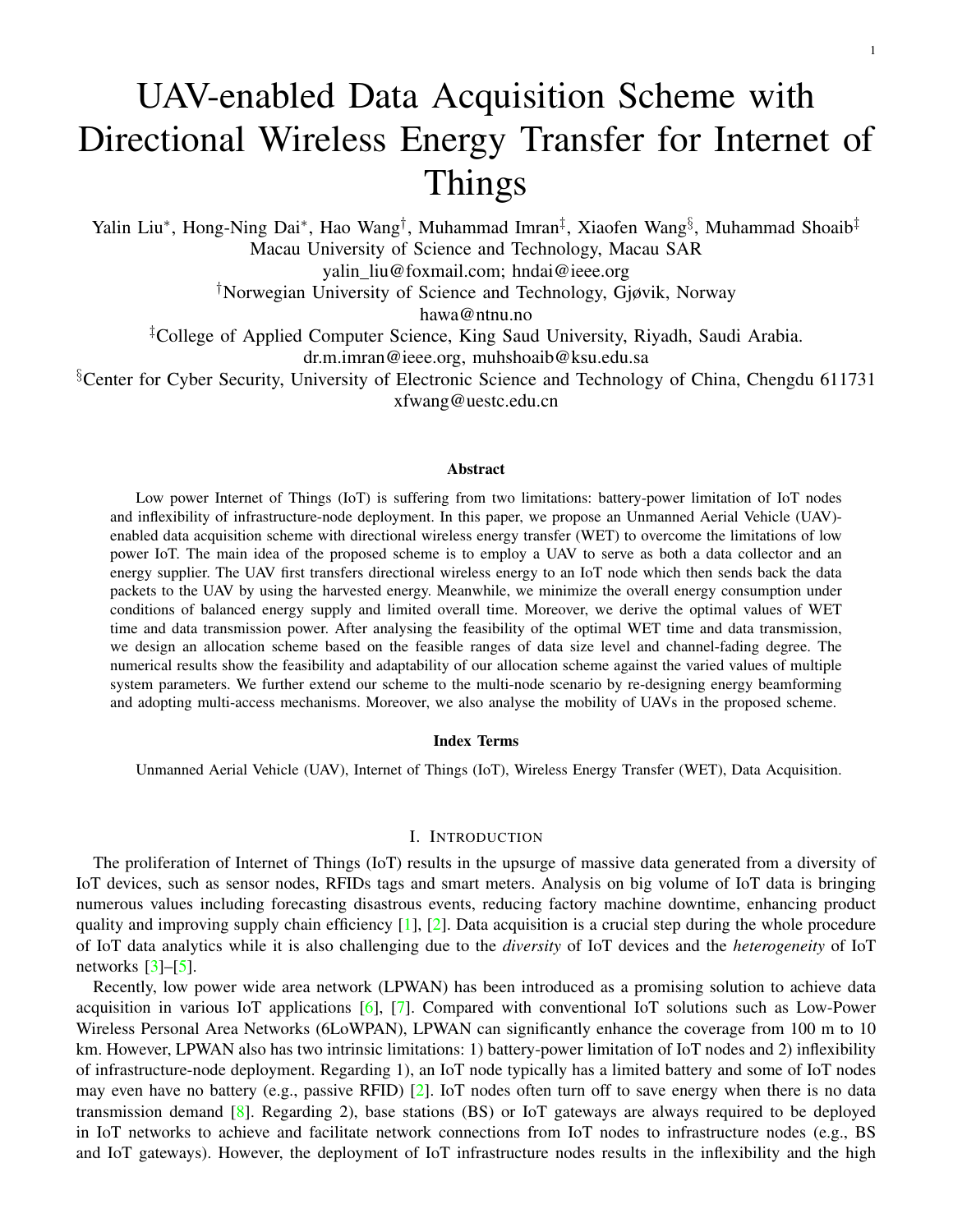// UAV-enabled Data Acquisition Scheme with Directional Wireless Energy Transfer for Internet of Things

Yalin Liu*, Hong-Ning Dai*, Hao Wang†, Muhammad Imran‡, Xiaofen Wang§, Muhammad Shoaib‡

Macau University of Science and Technology, Macau SAR

yalin_liu@foxmail.com; hndai@ieee.org

†Norwegian University of Science and Technology, Gjøvik, Norway

hawa@ntnu.no

‡College of Applied Computer Science, King Saud University, Riyadh, Saudi Arabia.

dr.m.imran@ieee.org, muhshoaib@ksu.edu.sa

§Center for Cyber Security, University of Electronic Science and Technology of China, Chengdu 611731

xfwang@uestc.edu.cn

## Abstract

Low power Internet of Things (IoT) is suffering from two limitations: battery-power limitation of IoT nodes and inflexibility of infrastructure-node deployment. In this paper, we propose an Unmanned Aerial Vehicle (UAV)-enabled data acquisition scheme with directional wireless energy transfer (WET) to overcome the limitations of low power IoT. The main idea of the proposed scheme is to employ a UAV to serve as both a data collector and an energy supplier. The UAV first transfers directional wireless energy to an IoT node which then sends back the data packets to the UAV by using the harvested energy. Meanwhile, we minimize the overall energy consumption under conditions of balanced energy supply and limited overall time. Moreover, we derive the optimal values of WET time and data transmission power. After analysing the feasibility of the optimal WET time and data transmission, we design an allocation scheme based on the feasible ranges of data size level and channel-fading degree. The numerical results show the feasibility and adaptability of our allocation scheme against the varied values of multiple system parameters. We further extend our scheme to the multi-node scenario by re-designing energy beamforming and adopting multi-access mechanisms. Moreover, we also analyse the mobility of UAVs in the proposed scheme.

## Index Terms

Unmanned Aerial Vehicle (UAV), Internet of Things (IoT), Wireless Energy Transfer (WET), Data Acquisition.

## I. Introduction

The proliferation of Internet of Things (IoT) results in the upsurge of massive data generated from a diversity of IoT devices, such as sensor nodes, RFIDs tags and smart meters. Analysis on big volume of IoT data is bringing numerous values including forecasting disastrous events, reducing factory machine downtime, enhancing product quality and improving supply chain efficiency [1], [2]. Data acquisition is a crucial step during the whole procedure of IoT data analytics while it is also challenging due to the *diversity* of IoT devices and the *heterogeneity* of IoT networks [3]–[5].

Recently, low power wide area network (LPWAN) has been introduced as a promising solution to achieve data acquisition in various IoT applications [6], [7]. Compared with conventional IoT solutions such as Low-Power Wireless Personal Area Networks (6LoWPAN), LPWAN can significantly enhance the coverage from 100 m to 10 km. However, LPWAN also has two intrinsic limitations: 1) battery-power limitation of IoT nodes and 2) inflexibility of infrastructure-node deployment. Regarding 1), an IoT node typically has a limited battery and some of IoT nodes may even have no battery (e.g., passive RFID) [2]. IoT nodes often turn off to save energy when there is no data transmission demand [8]. Regarding 2), base stations (BS) or IoT gateways are always required to be deployed in IoT networks to achieve and facilitate network connections from IoT nodes to infrastructure nodes (e.g., BS and IoT gateways). However, the deployment of IoT infrastructure nodes results in the inflexibility and the high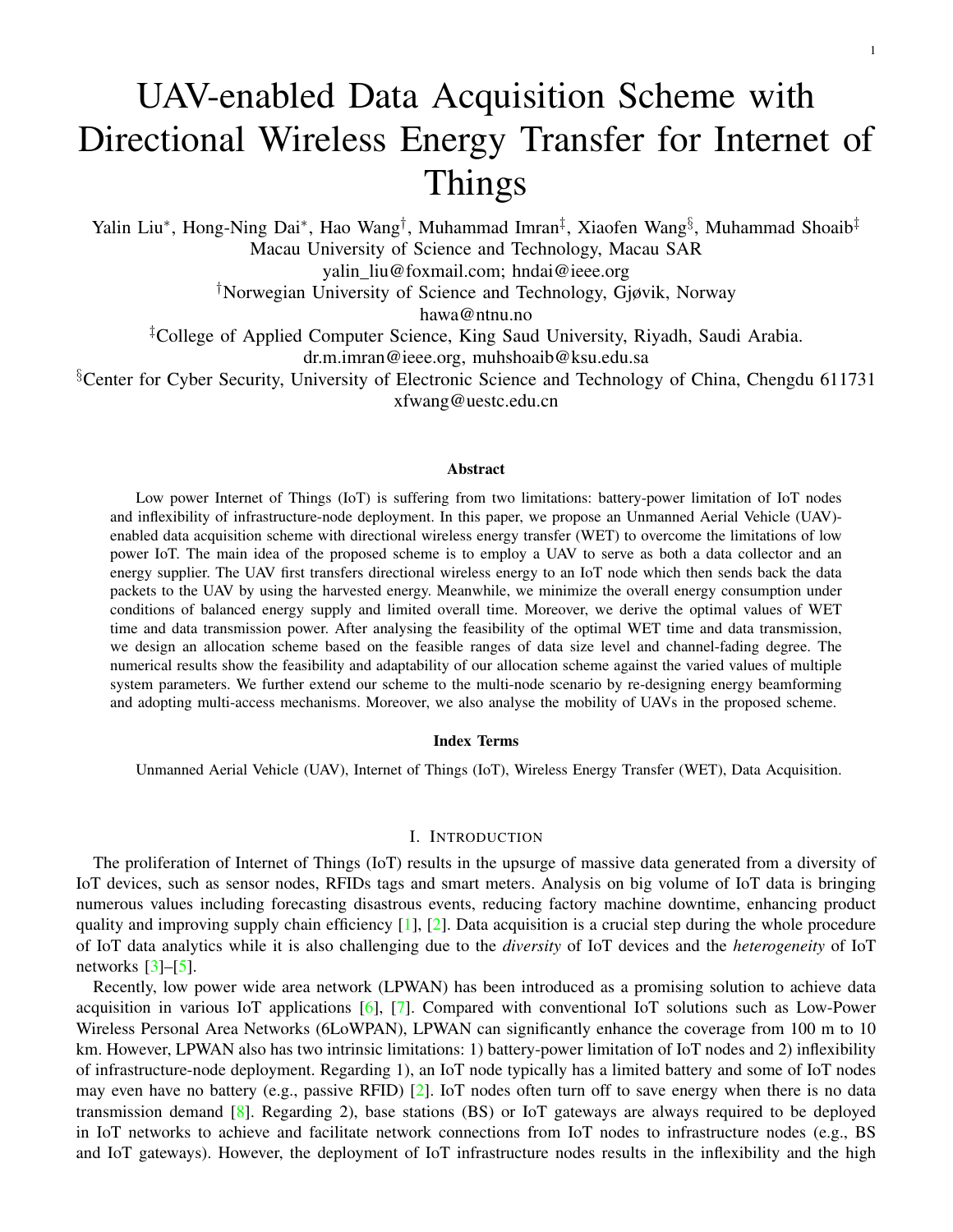# UAV-enabled Data Acquisition Scheme with Directional Wireless Energy Transfer for Internet of Things

Yalin Liu*, Hong-Ning Dai*, Hao Wang†, Muhammad Imran‡, Xiaofen Wang§, Muhammad Shoaib‡

Macau University of Science and Technology, Macau SAR

yalin_liu@foxmail.com; hndai@ieee.org

†Norwegian University of Science and Technology, Gjøvik, Norway

hawa@ntnu.no

‡College of Applied Computer Science, King Saud University, Riyadh, Saudi Arabia.

dr.m.imran@ieee.org, muhshoaib@ksu.edu.sa

§Center for Cyber Security, University of Electronic Science and Technology of China, Chengdu 611731

xfwang@uestc.edu.cn

### Abstract

Low power Internet of Things (IoT) is suffering from two limitations: battery-power limitation of IoT nodes and inflexibility of infrastructure-node deployment. In this paper, we propose an Unmanned Aerial Vehicle (UAV)-enabled data acquisition scheme with directional wireless energy transfer (WET) to overcome the limitations of low power IoT. The main idea of the proposed scheme is to employ a UAV to serve as both a data collector and an energy supplier. The UAV first transfers directional wireless energy to an IoT node which then sends back the data packets to the UAV by using the harvested energy. Meanwhile, we minimize the overall energy consumption under conditions of balanced energy supply and limited overall time. Moreover, we derive the optimal values of WET time and data transmission power. After analysing the feasibility of the optimal WET time and data transmission, we design an allocation scheme based on the feasible ranges of data size level and channel-fading degree. The numerical results show the feasibility and adaptability of our allocation scheme against the varied values of multiple system parameters. We further extend our scheme to the multi-node scenario by re-designing energy beamforming and adopting multi-access mechanisms. Moreover, we also analyse the mobility of UAVs in the proposed scheme.

### Index Terms

Unmanned Aerial Vehicle (UAV), Internet of Things (IoT), Wireless Energy Transfer (WET), Data Acquisition.

## I. Introduction

The proliferation of Internet of Things (IoT) results in the upsurge of massive data generated from a diversity of IoT devices, such as sensor nodes, RFIDs tags and smart meters. Analysis on big volume of IoT data is bringing numerous values including forecasting disastrous events, reducing factory machine downtime, enhancing product quality and improving supply chain efficiency [1], [2]. Data acquisition is a crucial step during the whole procedure of IoT data analytics while it is also challenging due to the *diversity* of IoT devices and the *heterogeneity* of IoT networks [3]–[5].

Recently, low power wide area network (LPWAN) has been introduced as a promising solution to achieve data acquisition in various IoT applications [6], [7]. Compared with conventional IoT solutions such as Low-Power Wireless Personal Area Networks (6LoWPAN), LPWAN can significantly enhance the coverage from 100 m to 10 km. However, LPWAN also has two intrinsic limitations: 1) battery-power limitation of IoT nodes and 2) inflexibility of infrastructure-node deployment. Regarding 1), an IoT node typically has a limited battery and some of IoT nodes may even have no battery (e.g., passive RFID) [2]. IoT nodes often turn off to save energy when there is no data transmission demand [8]. Regarding 2), base stations (BS) or IoT gateways are always required to be deployed in IoT networks to achieve and facilitate network connections from IoT nodes to infrastructure nodes (e.g., BS and IoT gateways). However, the deployment of IoT infrastructure nodes results in the inflexibility and the high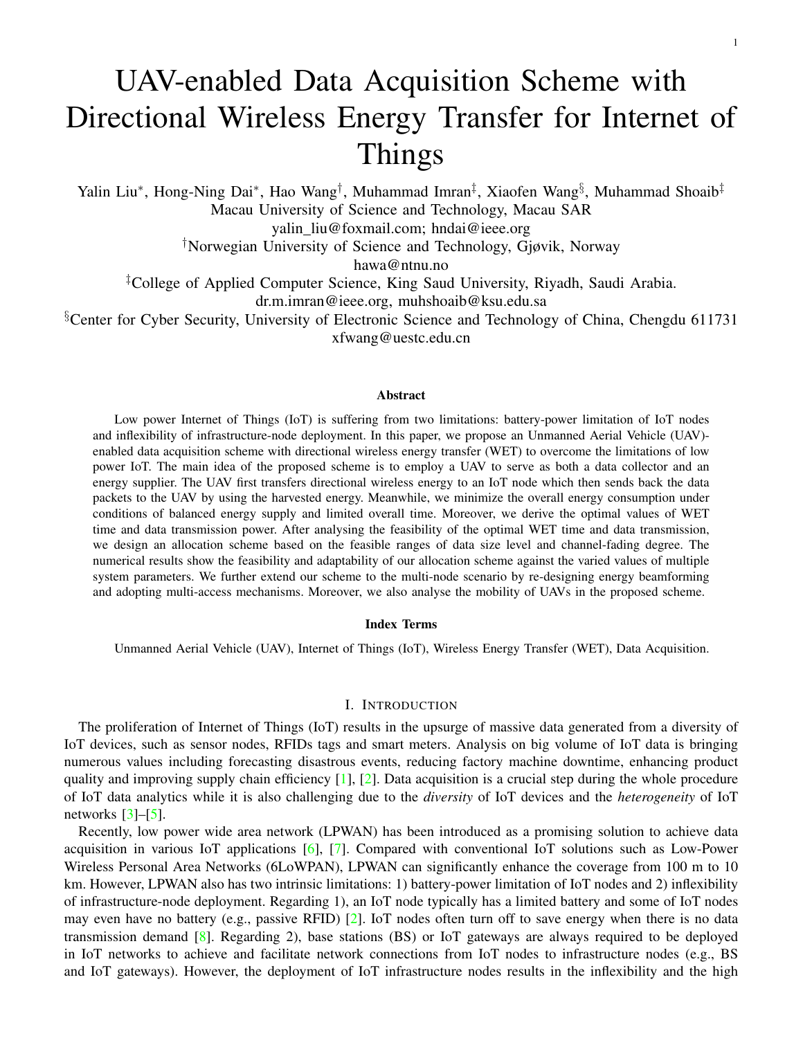# UAV-enabled Data Acquisition Scheme with Directional Wireless Energy Transfer for Internet of Things

Yalin Liu*, Hong-Ning Dai*, Hao Wang†, Muhammad Imran‡, Xiaofen Wang§, Muhammad Shoaib‡

Macau University of Science and Technology, Macau SAR

yalin_liu@foxmail.com; hndai@ieee.org

†Norwegian University of Science and Technology, Gjøvik, Norway

hawa@ntnu.no

‡College of Applied Computer Science, King Saud University, Riyadh, Saudi Arabia.

dr.m.imran@ieee.org, muhshoaib@ksu.edu.sa

§Center for Cyber Security, University of Electronic Science and Technology of China, Chengdu 611731

xfwang@uestc.edu.cn

## Abstract

Low power Internet of Things (IoT) is suffering from two limitations: battery-power limitation of IoT nodes and inflexibility of infrastructure-node deployment. In this paper, we propose an Unmanned Aerial Vehicle (UAV)-enabled data acquisition scheme with directional wireless energy transfer (WET) to overcome the limitations of low power IoT. The main idea of the proposed scheme is to employ a UAV to serve as both a data collector and an energy supplier. The UAV first transfers directional wireless energy to an IoT node which then sends back the data packets to the UAV by using the harvested energy. Meanwhile, we minimize the overall energy consumption under conditions of balanced energy supply and limited overall time. Moreover, we derive the optimal values of WET time and data transmission power. After analysing the feasibility of the optimal WET time and data transmission, we design an allocation scheme based on the feasible ranges of data size level and channel-fading degree. The numerical results show the feasibility and adaptability of our allocation scheme against the varied values of multiple system parameters. We further extend our scheme to the multi-node scenario by re-designing energy beamforming and adopting multi-access mechanisms. Moreover, we also analyse the mobility of UAVs in the proposed scheme.

### Index Terms

Unmanned Aerial Vehicle (UAV), Internet of Things (IoT), Wireless Energy Transfer (WET), Data Acquisition.

## I. Introduction

The proliferation of Internet of Things (IoT) results in the upsurge of massive data generated from a diversity of IoT devices, such as sensor nodes, RFIDs tags and smart meters. Analysis on big volume of IoT data is bringing numerous values including forecasting disastrous events, reducing factory machine downtime, enhancing product quality and improving supply chain efficiency [1], [2]. Data acquisition is a crucial step during the whole procedure of IoT data analytics while it is also challenging due to the *diversity* of IoT devices and the *heterogeneity* of IoT networks [3]–[5].

Recently, low power wide area network (LPWAN) has been introduced as a promising solution to achieve data acquisition in various IoT applications [6], [7]. Compared with conventional IoT solutions such as Low-Power Wireless Personal Area Networks (6LoWPAN), LPWAN can significantly enhance the coverage from 100 m to 10 km. However, LPWAN also has two intrinsic limitations: 1) battery-power limitation of IoT nodes and 2) inflexibility of infrastructure-node deployment. Regarding 1), an IoT node typically has a limited battery and some of IoT nodes may even have no battery (e.g., passive RFID) [2]. IoT nodes often turn off to save energy when there is no data transmission demand [8]. Regarding 2), base stations (BS) or IoT gateways are always required to be deployed in IoT networks to achieve and facilitate network connections from IoT nodes to infrastructure nodes (e.g., BS and IoT gateways). However, the deployment of IoT infrastructure nodes results in the inflexibility and the high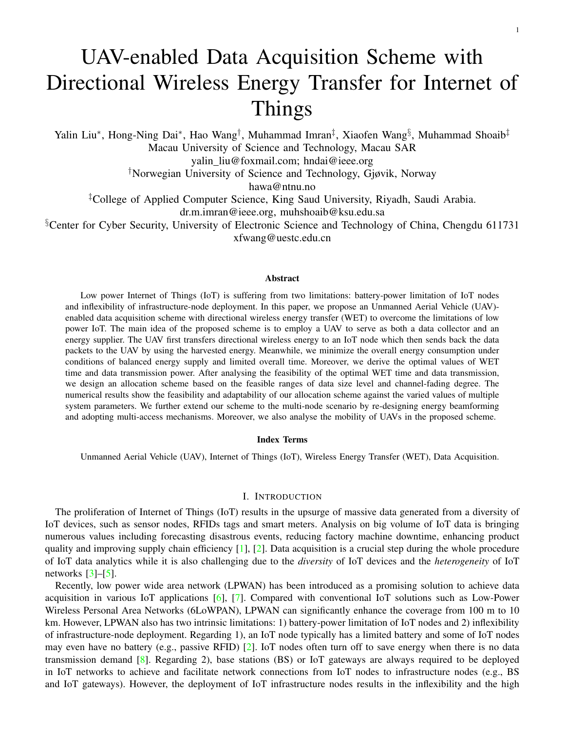// UAV-enabled Data Acquisition Scheme with Directional Wireless Energy Transfer for Internet of Things

Yalin Liu*, Hong-Ning Dai*, Hao Wang†, Muhammad Imran‡, Xiaofen Wang§, Muhammad Shoaib‡

Macau University of Science and Technology, Macau SAR

yalin_liu@foxmail.com; hndai@ieee.org

†Norwegian University of Science and Technology, Gjøvik, Norway

hawa@ntnu.no

‡College of Applied Computer Science, King Saud University, Riyadh, Saudi Arabia.

dr.m.imran@ieee.org, muhshoaib@ksu.edu.sa

§Center for Cyber Security, University of Electronic Science and Technology of China, Chengdu 611731

xfwang@uestc.edu.cn

## Abstract

Low power Internet of Things (IoT) is suffering from two limitations: battery-power limitation of IoT nodes and inflexibility of infrastructure-node deployment. In this paper, we propose an Unmanned Aerial Vehicle (UAV)-enabled data acquisition scheme with directional wireless energy transfer (WET) to overcome the limitations of low power IoT. The main idea of the proposed scheme is to employ a UAV to serve as both a data collector and an energy supplier. The UAV first transfers directional wireless energy to an IoT node which then sends back the data packets to the UAV by using the harvested energy. Meanwhile, we minimize the overall energy consumption under conditions of balanced energy supply and limited overall time. Moreover, we derive the optimal values of WET time and data transmission power. After analysing the feasibility of the optimal WET time and data transmission, we design an allocation scheme based on the feasible ranges of data size level and channel-fading degree. The numerical results show the feasibility and adaptability of our allocation scheme against the varied values of multiple system parameters. We further extend our scheme to the multi-node scenario by re-designing energy beamforming and adopting multi-access mechanisms. Moreover, we also analyse the mobility of UAVs in the proposed scheme.

## Index Terms

Unmanned Aerial Vehicle (UAV), Internet of Things (IoT), Wireless Energy Transfer (WET), Data Acquisition.

## I. Introduction

The proliferation of Internet of Things (IoT) results in the upsurge of massive data generated from a diversity of IoT devices, such as sensor nodes, RFIDs tags and smart meters. Analysis on big volume of IoT data is bringing numerous values including forecasting disastrous events, reducing factory machine downtime, enhancing product quality and improving supply chain efficiency [1], [2]. Data acquisition is a crucial step during the whole procedure of IoT data analytics while it is also challenging due to the *diversity* of IoT devices and the *heterogeneity* of IoT networks [3]–[5].

Recently, low power wide area network (LPWAN) has been introduced as a promising solution to achieve data acquisition in various IoT applications [6], [7]. Compared with conventional IoT solutions such as Low-Power Wireless Personal Area Networks (6LoWPAN), LPWAN can significantly enhance the coverage from 100 m to 10 km. However, LPWAN also has two intrinsic limitations: 1) battery-power limitation of IoT nodes and 2) inflexibility of infrastructure-node deployment. Regarding 1), an IoT node typically has a limited battery and some of IoT nodes may even have no battery (e.g., passive RFID) [2]. IoT nodes often turn off to save energy when there is no data transmission demand [8]. Regarding 2), base stations (BS) or IoT gateways are always required to be deployed in IoT networks to achieve and facilitate network connections from IoT nodes to infrastructure nodes (e.g., BS and IoT gateways). However, the deployment of IoT infrastructure nodes results in the inflexibility and the high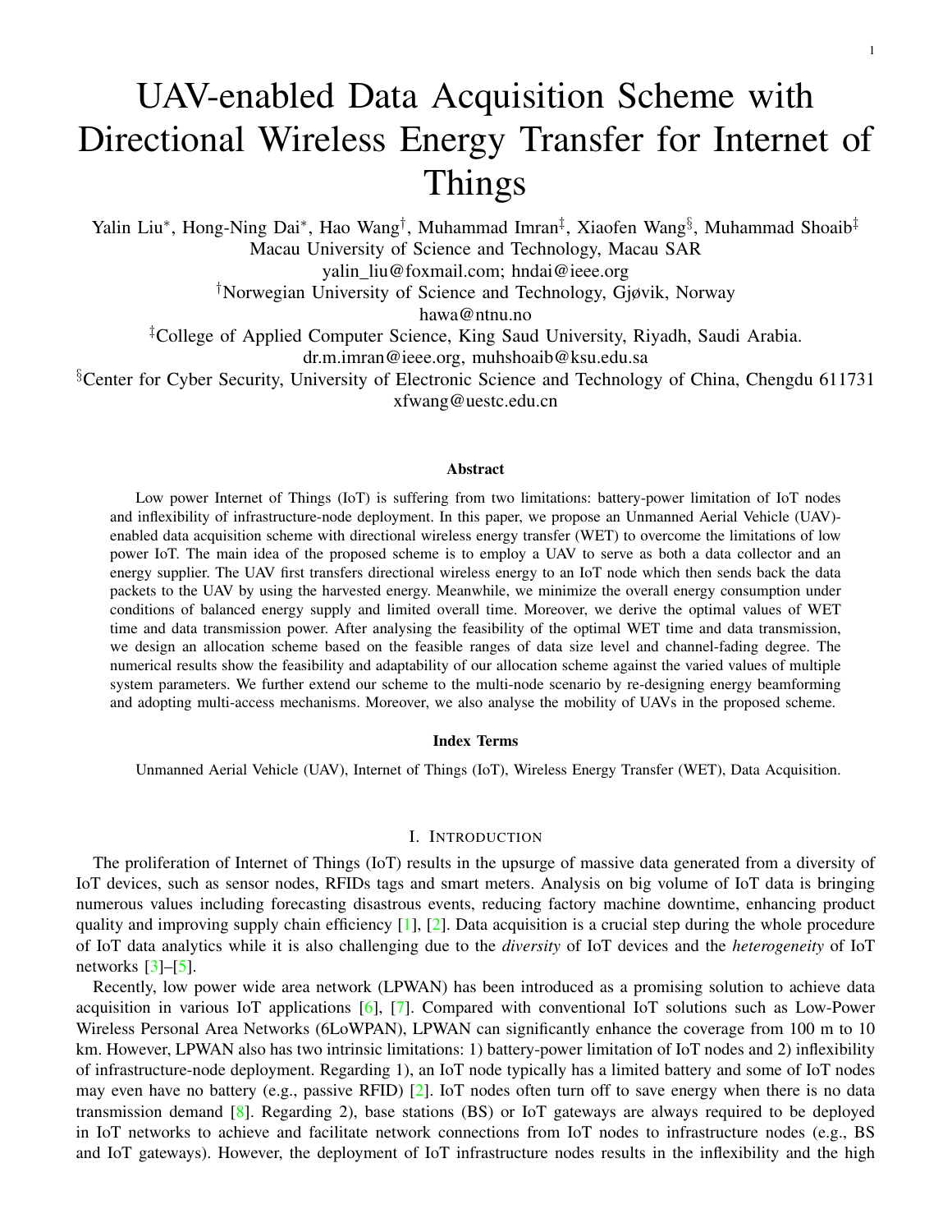# UAV-enabled Data Acquisition Scheme with Directional Wireless Energy Transfer for Internet of Things

Yalin Liu*, Hong-Ning Dai*, Hao Wang†, Muhammad Imran‡, Xiaofen Wang§, Muhammad Shoaib‡

Macau University of Science and Technology, Macau SAR

yalin_liu@foxmail.com; hndai@ieee.org

†Norwegian University of Science and Technology, Gjøvik, Norway

hawa@ntnu.no

‡College of Applied Computer Science, King Saud University, Riyadh, Saudi Arabia.

dr.m.imran@ieee.org, muhshoaib@ksu.edu.sa

§Center for Cyber Security, University of Electronic Science and Technology of China, Chengdu 611731

xfwang@uestc.edu.cn

## Abstract

Low power Internet of Things (IoT) is suffering from two limitations: battery-power limitation of IoT nodes and inflexibility of infrastructure-node deployment. In this paper, we propose an Unmanned Aerial Vehicle (UAV)-enabled data acquisition scheme with directional wireless energy transfer (WET) to overcome the limitations of low power IoT. The main idea of the proposed scheme is to employ a UAV to serve as both a data collector and an energy supplier. The UAV first transfers directional wireless energy to an IoT node which then sends back the data packets to the UAV by using the harvested energy. Meanwhile, we minimize the overall energy consumption under conditions of balanced energy supply and limited overall time. Moreover, we derive the optimal values of WET time and data transmission power. After analysing the feasibility of the optimal WET time and data transmission, we design an allocation scheme based on the feasible ranges of data size level and channel-fading degree. The numerical results show the feasibility and adaptability of our allocation scheme against the varied values of multiple system parameters. We further extend our scheme to the multi-node scenario by re-designing energy beamforming and adopting multi-access mechanisms. Moreover, we also analyse the mobility of UAVs in the proposed scheme.

### Index Terms

Unmanned Aerial Vehicle (UAV), Internet of Things (IoT), Wireless Energy Transfer (WET), Data Acquisition.

## I. Introduction

The proliferation of Internet of Things (IoT) results in the upsurge of massive data generated from a diversity of IoT devices, such as sensor nodes, RFIDs tags and smart meters. Analysis on big volume of IoT data is bringing numerous values including forecasting disastrous events, reducing factory machine downtime, enhancing product quality and improving supply chain efficiency [1], [2]. Data acquisition is a crucial step during the whole procedure of IoT data analytics while it is also challenging due to the *diversity* of IoT devices and the *heterogeneity* of IoT networks [3]–[5].

Recently, low power wide area network (LPWAN) has been introduced as a promising solution to achieve data acquisition in various IoT applications [6], [7]. Compared with conventional IoT solutions such as Low-Power Wireless Personal Area Networks (6LoWPAN), LPWAN can significantly enhance the coverage from 100 m to 10 km. However, LPWAN also has two intrinsic limitations: 1) battery-power limitation of IoT nodes and 2) inflexibility of infrastructure-node deployment. Regarding 1), an IoT node typically has a limited battery and some of IoT nodes may even have no battery (e.g., passive RFID) [2]. IoT nodes often turn off to save energy when there is no data transmission demand [8]. Regarding 2), base stations (BS) or IoT gateways are always required to be deployed in IoT networks to achieve and facilitate network connections from IoT nodes to infrastructure nodes (e.g., BS and IoT gateways). However, the deployment of IoT infrastructure nodes results in the inflexibility and the high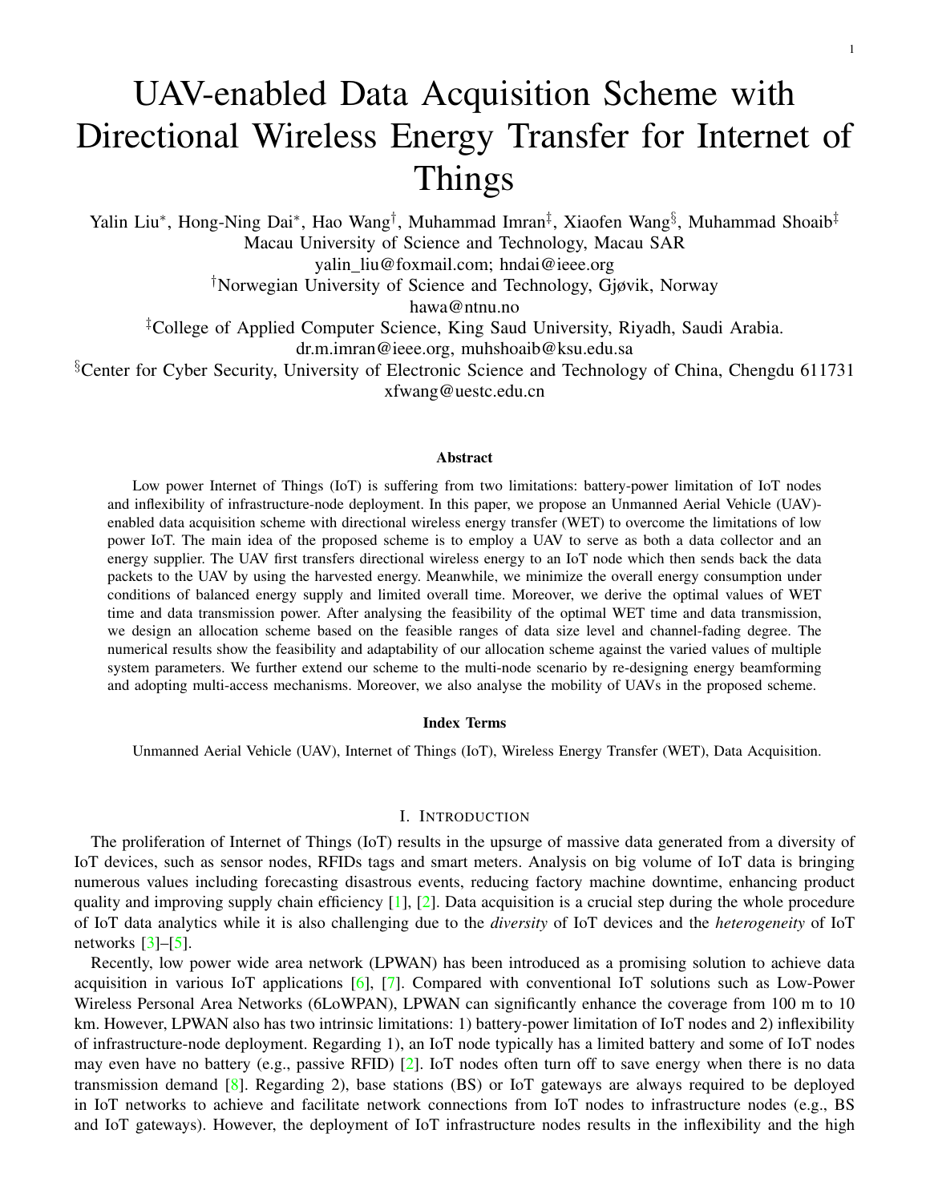# UAV-enabled Data Acquisition Scheme with Directional Wireless Energy Transfer for Internet of Things

Yalin Liu*, Hong-Ning Dai*, Hao Wang†, Muhammad Imran‡, Xiaofen Wang§, Muhammad Shoaib‡

Macau University of Science and Technology, Macau SAR

yalin_liu@foxmail.com; hndai@ieee.org

†Norwegian University of Science and Technology, Gjøvik, Norway

hawa@ntnu.no

‡College of Applied Computer Science, King Saud University, Riyadh, Saudi Arabia.

dr.m.imran@ieee.org, muhshoaib@ksu.edu.sa

§Center for Cyber Security, University of Electronic Science and Technology of China, Chengdu 611731

xfwang@uestc.edu.cn

### Abstract

Low power Internet of Things (IoT) is suffering from two limitations: battery-power limitation of IoT nodes and inflexibility of infrastructure-node deployment. In this paper, we propose an Unmanned Aerial Vehicle (UAV)-enabled data acquisition scheme with directional wireless energy transfer (WET) to overcome the limitations of low power IoT. The main idea of the proposed scheme is to employ a UAV to serve as both a data collector and an energy supplier. The UAV first transfers directional wireless energy to an IoT node which then sends back the data packets to the UAV by using the harvested energy. Meanwhile, we minimize the overall energy consumption under conditions of balanced energy supply and limited overall time. Moreover, we derive the optimal values of WET time and data transmission power. After analysing the feasibility of the optimal WET time and data transmission, we design an allocation scheme based on the feasible ranges of data size level and channel-fading degree. The numerical results show the feasibility and adaptability of our allocation scheme against the varied values of multiple system parameters. We further extend our scheme to the multi-node scenario by re-designing energy beamforming and adopting multi-access mechanisms. Moreover, we also analyse the mobility of UAVs in the proposed scheme.

### Index Terms

Unmanned Aerial Vehicle (UAV), Internet of Things (IoT), Wireless Energy Transfer (WET), Data Acquisition.

## I. Introduction

The proliferation of Internet of Things (IoT) results in the upsurge of massive data generated from a diversity of IoT devices, such as sensor nodes, RFIDs tags and smart meters. Analysis on big volume of IoT data is bringing numerous values including forecasting disastrous events, reducing factory machine downtime, enhancing product quality and improving supply chain efficiency [1], [2]. Data acquisition is a crucial step during the whole procedure of IoT data analytics while it is also challenging due to the *diversity* of IoT devices and the *heterogeneity* of IoT networks [3]–[5].

Recently, low power wide area network (LPWAN) has been introduced as a promising solution to achieve data acquisition in various IoT applications [6], [7]. Compared with conventional IoT solutions such as Low-Power Wireless Personal Area Networks (6LoWPAN), LPWAN can significantly enhance the coverage from 100 m to 10 km. However, LPWAN also has two intrinsic limitations: 1) battery-power limitation of IoT nodes and 2) inflexibility of infrastructure-node deployment. Regarding 1), an IoT node typically has a limited battery and some of IoT nodes may even have no battery (e.g., passive RFID) [2]. IoT nodes often turn off to save energy when there is no data transmission demand [8]. Regarding 2), base stations (BS) or IoT gateways are always required to be deployed in IoT networks to achieve and facilitate network connections from IoT nodes to infrastructure nodes (e.g., BS and IoT gateways). However, the deployment of IoT infrastructure nodes results in the inflexibility and the high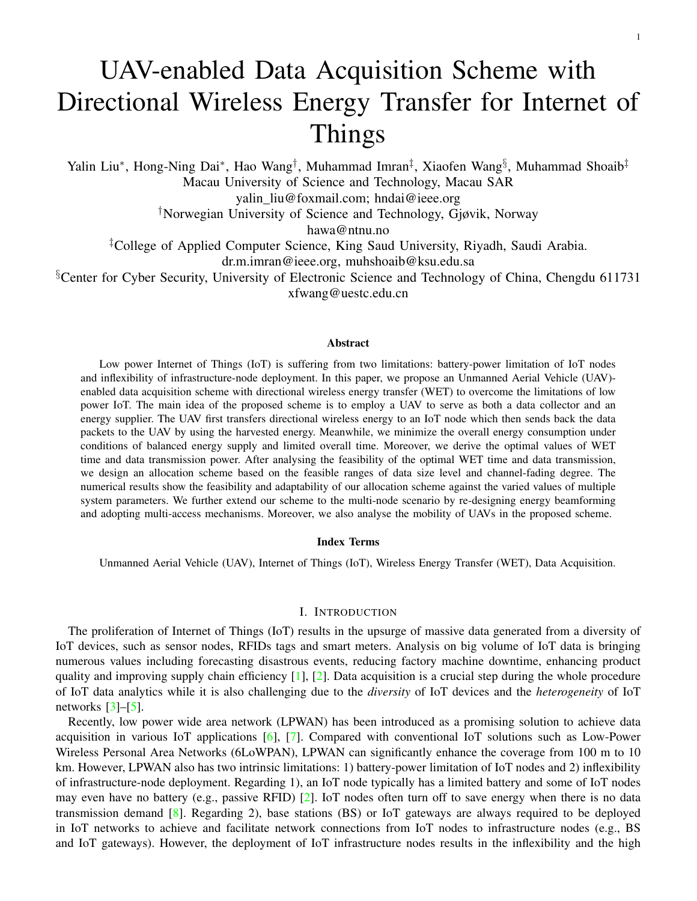# UAV-enabled Data Acquisition Scheme with Directional Wireless Energy Transfer for Internet of Things

Yalin Liu*, Hong-Ning Dai*, Hao Wang†, Muhammad Imran‡, Xiaofen Wang§, Muhammad Shoaib‡

Macau University of Science and Technology, Macau SAR

yalin_liu@foxmail.com; hndai@ieee.org

†Norwegian University of Science and Technology, Gjøvik, Norway

hawa@ntnu.no

‡College of Applied Computer Science, King Saud University, Riyadh, Saudi Arabia.

dr.m.imran@ieee.org, muhshoaib@ksu.edu.sa

§Center for Cyber Security, University of Electronic Science and Technology of China, Chengdu 611731

xfwang@uestc.edu.cn

### Abstract

Low power Internet of Things (IoT) is suffering from two limitations: battery-power limitation of IoT nodes and inflexibility of infrastructure-node deployment. In this paper, we propose an Unmanned Aerial Vehicle (UAV)-enabled data acquisition scheme with directional wireless energy transfer (WET) to overcome the limitations of low power IoT. The main idea of the proposed scheme is to employ a UAV to serve as both a data collector and an energy supplier. The UAV first transfers directional wireless energy to an IoT node which then sends back the data packets to the UAV by using the harvested energy. Meanwhile, we minimize the overall energy consumption under conditions of balanced energy supply and limited overall time. Moreover, we derive the optimal values of WET time and data transmission power. After analysing the feasibility of the optimal WET time and data transmission, we design an allocation scheme based on the feasible ranges of data size level and channel-fading degree. The numerical results show the feasibility and adaptability of our allocation scheme against the varied values of multiple system parameters. We further extend our scheme to the multi-node scenario by re-designing energy beamforming and adopting multi-access mechanisms. Moreover, we also analyse the mobility of UAVs in the proposed scheme.

### Index Terms

Unmanned Aerial Vehicle (UAV), Internet of Things (IoT), Wireless Energy Transfer (WET), Data Acquisition.

## I. Introduction

The proliferation of Internet of Things (IoT) results in the upsurge of massive data generated from a diversity of IoT devices, such as sensor nodes, RFIDs tags and smart meters. Analysis on big volume of IoT data is bringing numerous values including forecasting disastrous events, reducing factory machine downtime, enhancing product quality and improving supply chain efficiency [1], [2]. Data acquisition is a crucial step during the whole procedure of IoT data analytics while it is also challenging due to the *diversity* of IoT devices and the *heterogeneity* of IoT networks [3]–[5].

Recently, low power wide area network (LPWAN) has been introduced as a promising solution to achieve data acquisition in various IoT applications [6], [7]. Compared with conventional IoT solutions such as Low-Power Wireless Personal Area Networks (6LoWPAN), LPWAN can significantly enhance the coverage from 100 m to 10 km. However, LPWAN also has two intrinsic limitations: 1) battery-power limitation of IoT nodes and 2) inflexibility of infrastructure-node deployment. Regarding 1), an IoT node typically has a limited battery and some of IoT nodes may even have no battery (e.g., passive RFID) [2]. IoT nodes often turn off to save energy when there is no data transmission demand [8]. Regarding 2), base stations (BS) or IoT gateways are always required to be deployed in IoT networks to achieve and facilitate network connections from IoT nodes to infrastructure nodes (e.g., BS and IoT gateways). However, the deployment of IoT infrastructure nodes results in the inflexibility and the high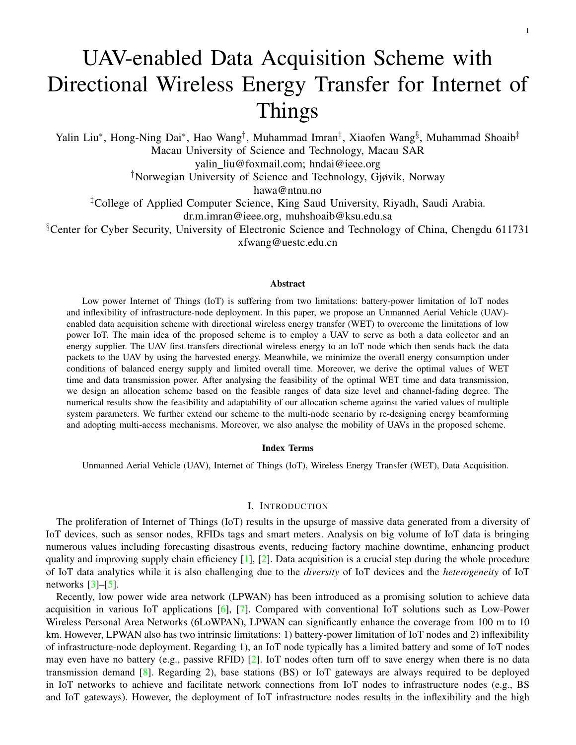# UAV-enabled Data Acquisition Scheme with Directional Wireless Energy Transfer for Internet of Things

Yalin Liu[*], Hong-Ning Dai[*], Hao Wang[†], Muhammad Imran[‡], Xiaofen Wang[§], Muhammad Shoaib[‡]

Macau University of Science and Technology, Macau SAR

yalin_liu@foxmail.com; hndai@ieee.org

[†]Norwegian University of Science and Technology, Gjøvik, Norway

hawa@ntnu.no

[‡]College of Applied Computer Science, King Saud University, Riyadh, Saudi Arabia.

dr.m.imran@ieee.org, muhshoaib@ksu.edu.sa

[§]Center for Cyber Security, University of Electronic Science and Technology of China, Chengdu 611731

xfwang@uestc.edu.cn

## Abstract

Low power Internet of Things (IoT) is suffering from two limitations: battery-power limitation of IoT nodes and inflexibility of infrastructure-node deployment. In this paper, we propose an Unmanned Aerial Vehicle (UAV)-enabled data acquisition scheme with directional wireless energy transfer (WET) to overcome the limitations of low power IoT. The main idea of the proposed scheme is to employ a UAV to serve as both a data collector and an energy supplier. The UAV first transfers directional wireless energy to an IoT node which then sends back the data packets to the UAV by using the harvested energy. Meanwhile, we minimize the overall energy consumption under conditions of balanced energy supply and limited overall time. Moreover, we derive the optimal values of WET time and data transmission power. After analysing the feasibility of the optimal WET time and data transmission, we design an allocation scheme based on the feasible ranges of data size level and channel-fading degree. The numerical results show the feasibility and adaptability of our allocation scheme against the varied values of multiple system parameters. We further extend our scheme to the multi-node scenario by re-designing energy beamforming and adopting multi-access mechanisms. Moreover, we also analyse the mobility of UAVs in the proposed scheme.

## Index Terms

Unmanned Aerial Vehicle (UAV), Internet of Things (IoT), Wireless Energy Transfer (WET), Data Acquisition.

## I. Introduction

The proliferation of Internet of Things (IoT) results in the upsurge of massive data generated from a diversity of IoT devices, such as sensor nodes, RFIDs tags and smart meters. Analysis on big volume of IoT data is bringing numerous values including forecasting disastrous events, reducing factory machine downtime, enhancing product quality and improving supply chain efficiency [1], [2]. Data acquisition is a crucial step during the whole procedure of IoT data analytics while it is also challenging due to the *diversity* of IoT devices and the *heterogeneity* of IoT networks [3]–[5].

Recently, low power wide area network (LPWAN) has been introduced as a promising solution to achieve data acquisition in various IoT applications [6], [7]. Compared with conventional IoT solutions such as Low-Power Wireless Personal Area Networks (6LoWPAN), LPWAN can significantly enhance the coverage from 100 m to 10 km. However, LPWAN also has two intrinsic limitations: 1) battery-power limitation of IoT nodes and 2) inflexibility of infrastructure-node deployment. Regarding 1), an IoT node typically has a limited battery and some of IoT nodes may even have no battery (e.g., passive RFID) [2]. IoT nodes often turn off to save energy when there is no data transmission demand [8]. Regarding 2), base stations (BS) or IoT gateways are always required to be deployed in IoT networks to achieve and facilitate network connections from IoT nodes to infrastructure nodes (e.g., BS and IoT gateways). However, the deployment of IoT infrastructure nodes results in the inflexibility and the high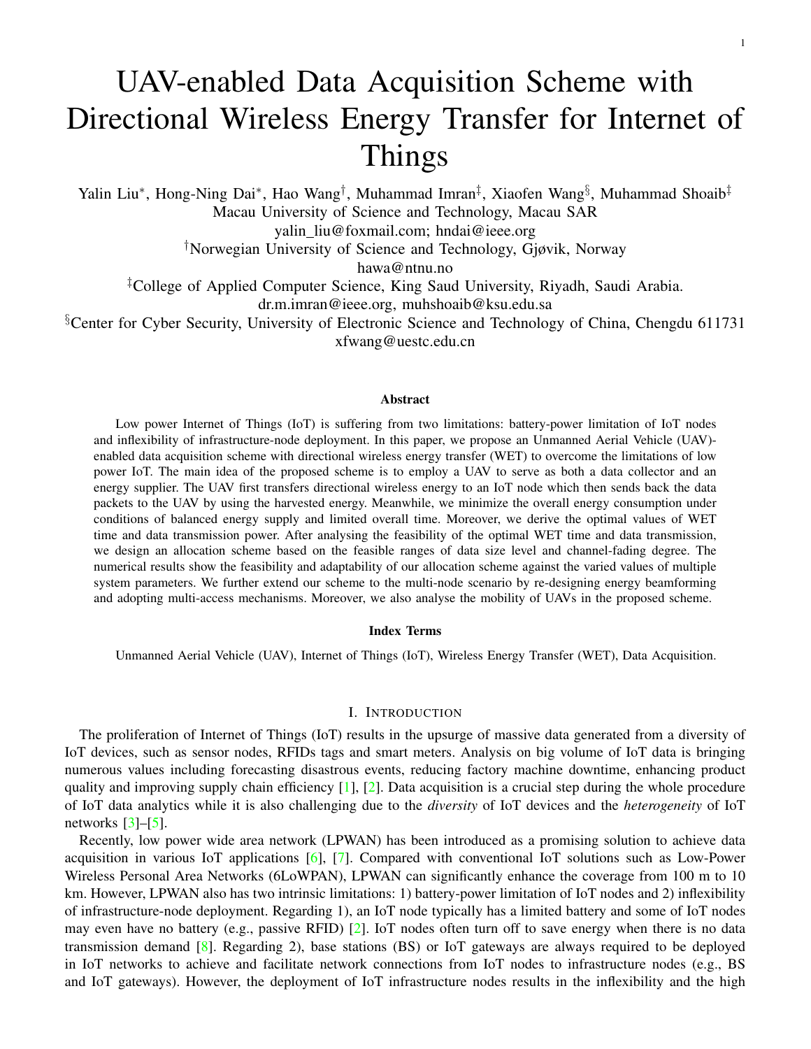# UAV-enabled Data Acquisition Scheme with Directional Wireless Energy Transfer for Internet of Things

Yalin Liu*, Hong-Ning Dai*, Hao Wang†, Muhammad Imran‡, Xiaofen Wang§, Muhammad Shoaib‡

Macau University of Science and Technology, Macau SAR

yalin_liu@foxmail.com; hndai@ieee.org

†Norwegian University of Science and Technology, Gjøvik, Norway

hawa@ntnu.no

‡College of Applied Computer Science, King Saud University, Riyadh, Saudi Arabia.

dr.m.imran@ieee.org, muhshoaib@ksu.edu.sa

§Center for Cyber Security, University of Electronic Science and Technology of China, Chengdu 611731

xfwang@uestc.edu.cn

## Abstract

Low power Internet of Things (IoT) is suffering from two limitations: battery-power limitation of IoT nodes and inflexibility of infrastructure-node deployment. In this paper, we propose an Unmanned Aerial Vehicle (UAV)-enabled data acquisition scheme with directional wireless energy transfer (WET) to overcome the limitations of low power IoT. The main idea of the proposed scheme is to employ a UAV to serve as both a data collector and an energy supplier. The UAV first transfers directional wireless energy to an IoT node which then sends back the data packets to the UAV by using the harvested energy. Meanwhile, we minimize the overall energy consumption under conditions of balanced energy supply and limited overall time. Moreover, we derive the optimal values of WET time and data transmission power. After analysing the feasibility of the optimal WET time and data transmission, we design an allocation scheme based on the feasible ranges of data size level and channel-fading degree. The numerical results show the feasibility and adaptability of our allocation scheme against the varied values of multiple system parameters. We further extend our scheme to the multi-node scenario by re-designing energy beamforming and adopting multi-access mechanisms. Moreover, we also analyse the mobility of UAVs in the proposed scheme.

### Index Terms

Unmanned Aerial Vehicle (UAV), Internet of Things (IoT), Wireless Energy Transfer (WET), Data Acquisition.

## I. Introduction

The proliferation of Internet of Things (IoT) results in the upsurge of massive data generated from a diversity of IoT devices, such as sensor nodes, RFIDs tags and smart meters. Analysis on big volume of IoT data is bringing numerous values including forecasting disastrous events, reducing factory machine downtime, enhancing product quality and improving supply chain efficiency [1], [2]. Data acquisition is a crucial step during the whole procedure of IoT data analytics while it is also challenging due to the *diversity* of IoT devices and the *heterogeneity* of IoT networks [3]–[5].

Recently, low power wide area network (LPWAN) has been introduced as a promising solution to achieve data acquisition in various IoT applications [6], [7]. Compared with conventional IoT solutions such as Low-Power Wireless Personal Area Networks (6LoWPAN), LPWAN can significantly enhance the coverage from 100 m to 10 km. However, LPWAN also has two intrinsic limitations: 1) battery-power limitation of IoT nodes and 2) inflexibility of infrastructure-node deployment. Regarding 1), an IoT node typically has a limited battery and some of IoT nodes may even have no battery (e.g., passive RFID) [2]. IoT nodes often turn off to save energy when there is no data transmission demand [8]. Regarding 2), base stations (BS) or IoT gateways are always required to be deployed in IoT networks to achieve and facilitate network connections from IoT nodes to infrastructure nodes (e.g., BS and IoT gateways). However, the deployment of IoT infrastructure nodes results in the inflexibility and the high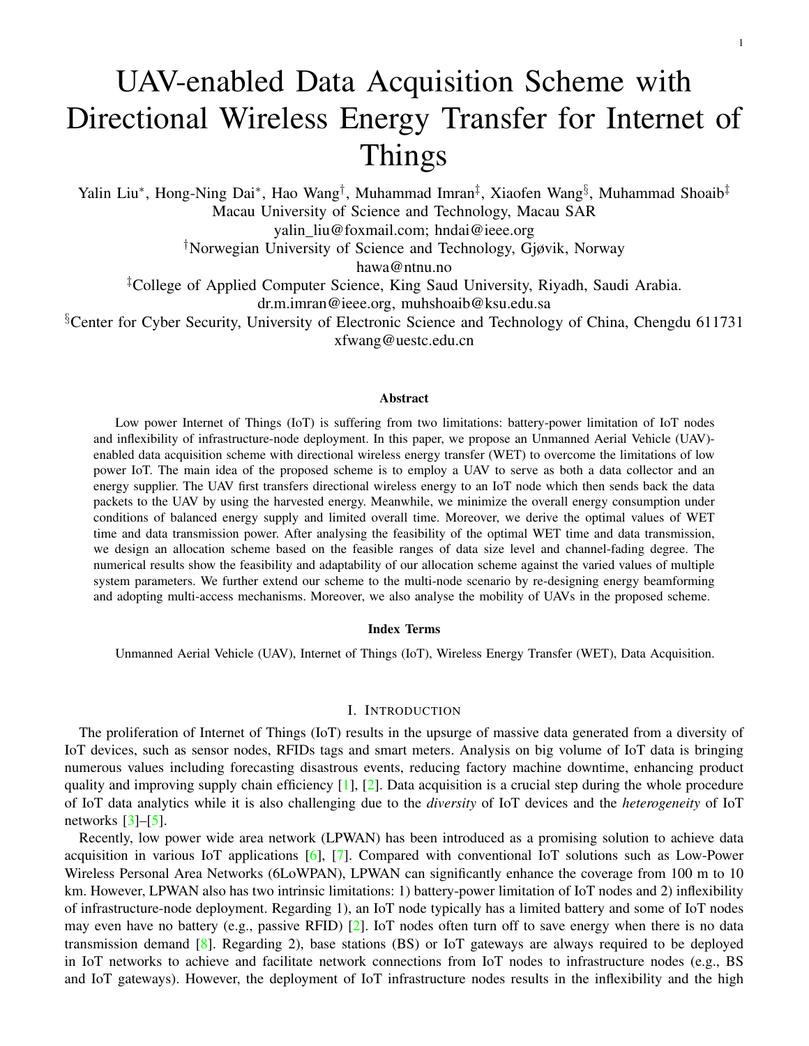# UAV-enabled Data Acquisition Scheme with Directional Wireless Energy Transfer for Internet of Things

Yalin Liu*, Hong-Ning Dai*, Hao Wang†, Muhammad Imran‡, Xiaofen Wang§, Muhammad Shoaib‡

Macau University of Science and Technology, Macau SAR

yalin_liu@foxmail.com; hndai@ieee.org

†Norwegian University of Science and Technology, Gjøvik, Norway

hawa@ntnu.no

‡College of Applied Computer Science, King Saud University, Riyadh, Saudi Arabia.

dr.m.imran@ieee.org, muhshoaib@ksu.edu.sa

§Center for Cyber Security, University of Electronic Science and Technology of China, Chengdu 611731

xfwang@uestc.edu.cn

### Abstract

Low power Internet of Things (IoT) is suffering from two limitations: battery-power limitation of IoT nodes and inflexibility of infrastructure-node deployment. In this paper, we propose an Unmanned Aerial Vehicle (UAV)-enabled data acquisition scheme with directional wireless energy transfer (WET) to overcome the limitations of low power IoT. The main idea of the proposed scheme is to employ a UAV to serve as both a data collector and an energy supplier. The UAV first transfers directional wireless energy to an IoT node which then sends back the data packets to the UAV by using the harvested energy. Meanwhile, we minimize the overall energy consumption under conditions of balanced energy supply and limited overall time. Moreover, we derive the optimal values of WET time and data transmission power. After analysing the feasibility of the optimal WET time and data transmission, we design an allocation scheme based on the feasible ranges of data size level and channel-fading degree. The numerical results show the feasibility and adaptability of our allocation scheme against the varied values of multiple system parameters. We further extend our scheme to the multi-node scenario by re-designing energy beamforming and adopting multi-access mechanisms. Moreover, we also analyse the mobility of UAVs in the proposed scheme.

### Index Terms

Unmanned Aerial Vehicle (UAV), Internet of Things (IoT), Wireless Energy Transfer (WET), Data Acquisition.

## I. Introduction

The proliferation of Internet of Things (IoT) results in the upsurge of massive data generated from a diversity of IoT devices, such as sensor nodes, RFIDs tags and smart meters. Analysis on big volume of IoT data is bringing numerous values including forecasting disastrous events, reducing factory machine downtime, enhancing product quality and improving supply chain efficiency [1], [2]. Data acquisition is a crucial step during the whole procedure of IoT data analytics while it is also challenging due to the *diversity* of IoT devices and the *heterogeneity* of IoT networks [3]–[5].

Recently, low power wide area network (LPWAN) has been introduced as a promising solution to achieve data acquisition in various IoT applications [6], [7]. Compared with conventional IoT solutions such as Low-Power Wireless Personal Area Networks (6LoWPAN), LPWAN can significantly enhance the coverage from 100 m to 10 km. However, LPWAN also has two intrinsic limitations: 1) battery-power limitation of IoT nodes and 2) inflexibility of infrastructure-node deployment. Regarding 1), an IoT node typically has a limited battery and some of IoT nodes may even have no battery (e.g., passive RFID) [2]. IoT nodes often turn off to save energy when there is no data transmission demand [8]. Regarding 2), base stations (BS) or IoT gateways are always required to be deployed in IoT networks to achieve and facilitate network connections from IoT nodes to infrastructure nodes (e.g., BS and IoT gateways). However, the deployment of IoT infrastructure nodes results in the inflexibility and the high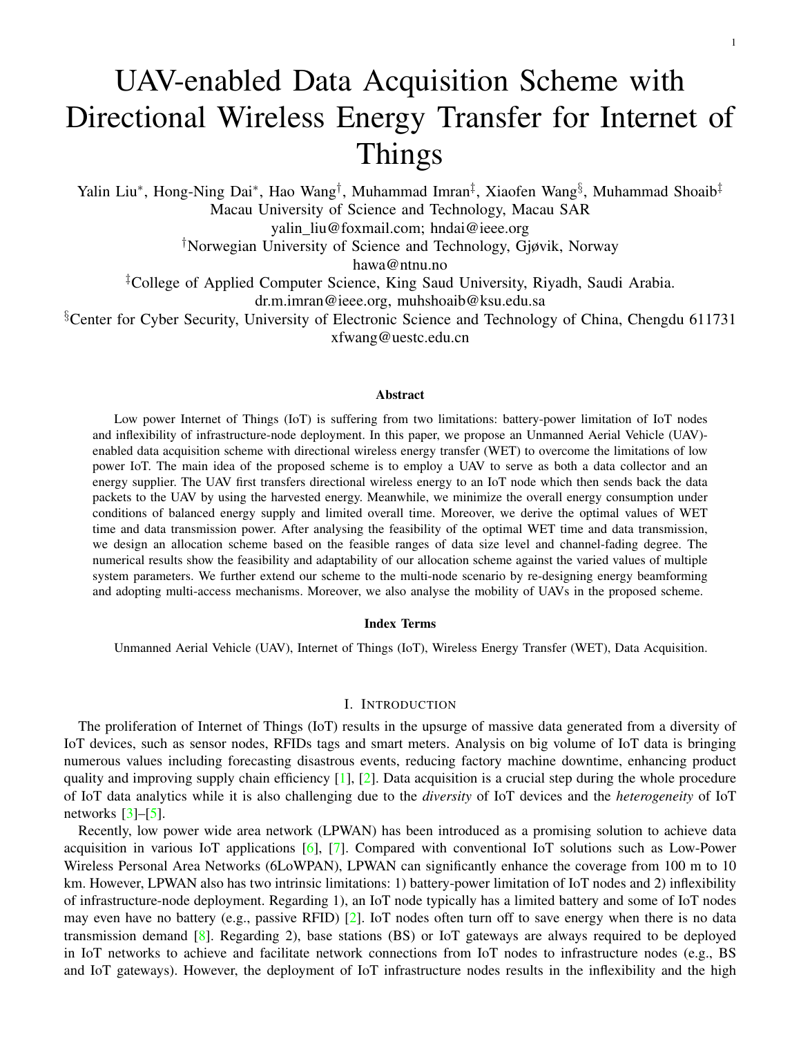# UAV-enabled Data Acquisition Scheme with Directional Wireless Energy Transfer for Internet of Things

Yalin Liu*, Hong-Ning Dai*, Hao Wang†, Muhammad Imran‡, Xiaofen Wang§, Muhammad Shoaib‡

Macau University of Science and Technology, Macau SAR

yalin_liu@foxmail.com; hndai@ieee.org

†Norwegian University of Science and Technology, Gjøvik, Norway

hawa@ntnu.no

‡College of Applied Computer Science, King Saud University, Riyadh, Saudi Arabia.

dr.m.imran@ieee.org, muhshoaib@ksu.edu.sa

§Center for Cyber Security, University of Electronic Science and Technology of China, Chengdu 611731

xfwang@uestc.edu.cn

### Abstract

Low power Internet of Things (IoT) is suffering from two limitations: battery-power limitation of IoT nodes and inflexibility of infrastructure-node deployment. In this paper, we propose an Unmanned Aerial Vehicle (UAV)-enabled data acquisition scheme with directional wireless energy transfer (WET) to overcome the limitations of low power IoT. The main idea of the proposed scheme is to employ a UAV to serve as both a data collector and an energy supplier. The UAV first transfers directional wireless energy to an IoT node which then sends back the data packets to the UAV by using the harvested energy. Meanwhile, we minimize the overall energy consumption under conditions of balanced energy supply and limited overall time. Moreover, we derive the optimal values of WET time and data transmission power. After analysing the feasibility of the optimal WET time and data transmission, we design an allocation scheme based on the feasible ranges of data size level and channel-fading degree. The numerical results show the feasibility and adaptability of our allocation scheme against the varied values of multiple system parameters. We further extend our scheme to the multi-node scenario by re-designing energy beamforming and adopting multi-access mechanisms. Moreover, we also analyse the mobility of UAVs in the proposed scheme.

### Index Terms

Unmanned Aerial Vehicle (UAV), Internet of Things (IoT), Wireless Energy Transfer (WET), Data Acquisition.

## I. Introduction

The proliferation of Internet of Things (IoT) results in the upsurge of massive data generated from a diversity of IoT devices, such as sensor nodes, RFIDs tags and smart meters. Analysis on big volume of IoT data is bringing numerous values including forecasting disastrous events, reducing factory machine downtime, enhancing product quality and improving supply chain efficiency [1], [2]. Data acquisition is a crucial step during the whole procedure of IoT data analytics while it is also challenging due to the *diversity* of IoT devices and the *heterogeneity* of IoT networks [3]–[5].

Recently, low power wide area network (LPWAN) has been introduced as a promising solution to achieve data acquisition in various IoT applications [6], [7]. Compared with conventional IoT solutions such as Low-Power Wireless Personal Area Networks (6LoWPAN), LPWAN can significantly enhance the coverage from 100 m to 10 km. However, LPWAN also has two intrinsic limitations: 1) battery-power limitation of IoT nodes and 2) inflexibility of infrastructure-node deployment. Regarding 1), an IoT node typically has a limited battery and some of IoT nodes may even have no battery (e.g., passive RFID) [2]. IoT nodes often turn off to save energy when there is no data transmission demand [8]. Regarding 2), base stations (BS) or IoT gateways are always required to be deployed in IoT networks to achieve and facilitate network connections from IoT nodes to infrastructure nodes (e.g., BS and IoT gateways). However, the deployment of IoT infrastructure nodes results in the inflexibility and the high